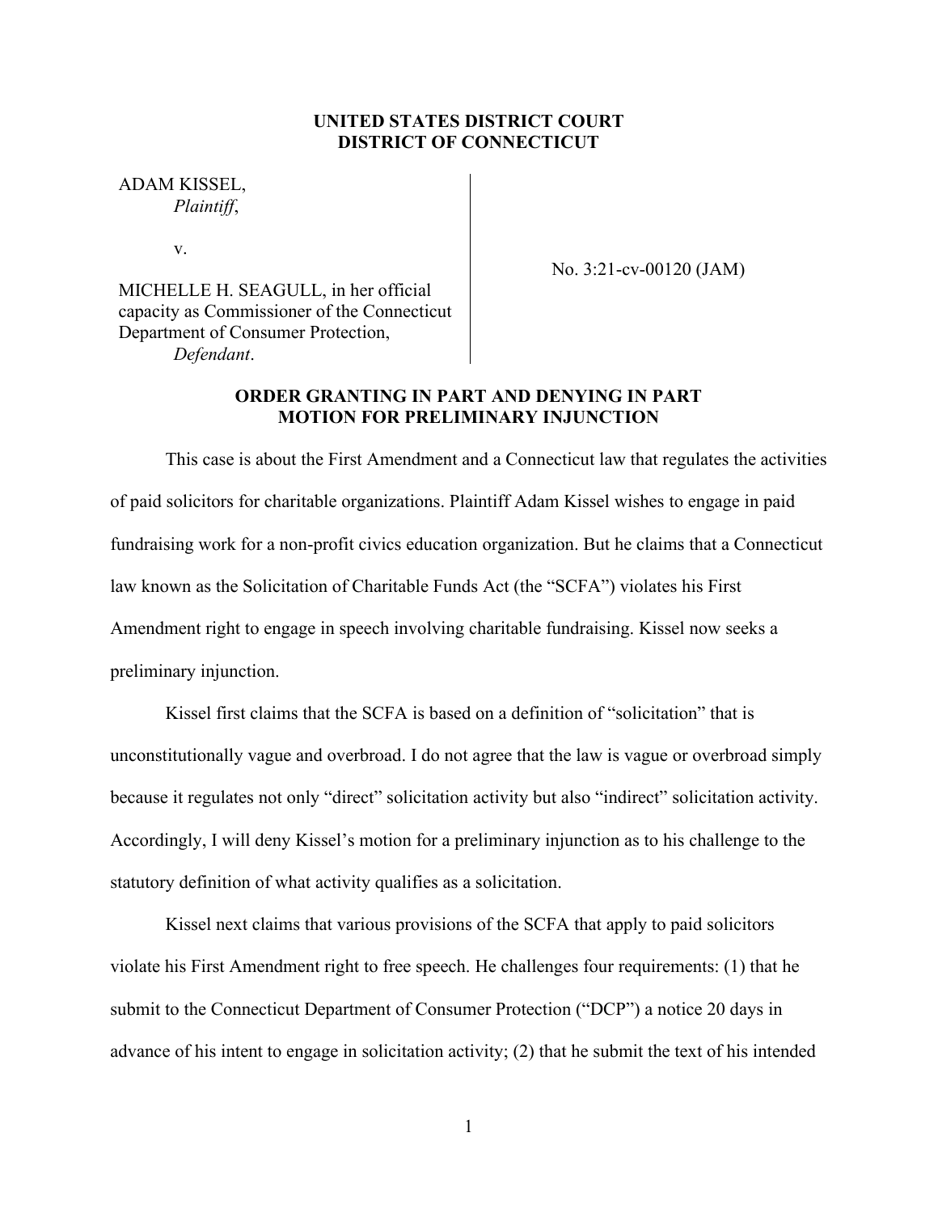**UNITED STATES DISTRICT COURT**
**DISTRICT OF CONNECTICUT**

ADAM KISSEL,
*Plaintiff*,

v.

MICHELLE H. SEAGULL, in her official capacity as Commissioner of the Connecticut Department of Consumer Protection,
*Defendant*.

No. 3:21-cv-00120 (JAM)

**ORDER GRANTING IN PART AND DENYING IN PART MOTION FOR PRELIMINARY INJUNCTION**

This case is about the First Amendment and a Connecticut law that regulates the activities of paid solicitors for charitable organizations. Plaintiff Adam Kissel wishes to engage in paid fundraising work for a non-profit civics education organization. But he claims that a Connecticut law known as the Solicitation of Charitable Funds Act (the "SCFA") violates his First Amendment right to engage in speech involving charitable fundraising. Kissel now seeks a preliminary injunction.

Kissel first claims that the SCFA is based on a definition of "solicitation" that is unconstitutionally vague and overbroad. I do not agree that the law is vague or overbroad simply because it regulates not only "direct" solicitation activity but also "indirect" solicitation activity. Accordingly, I will deny Kissel's motion for a preliminary injunction as to his challenge to the statutory definition of what activity qualifies as a solicitation.

Kissel next claims that various provisions of the SCFA that apply to paid solicitors violate his First Amendment right to free speech. He challenges four requirements: (1) that he submit to the Connecticut Department of Consumer Protection ("DCP") a notice 20 days in advance of his intent to engage in solicitation activity; (2) that he submit the text of his intended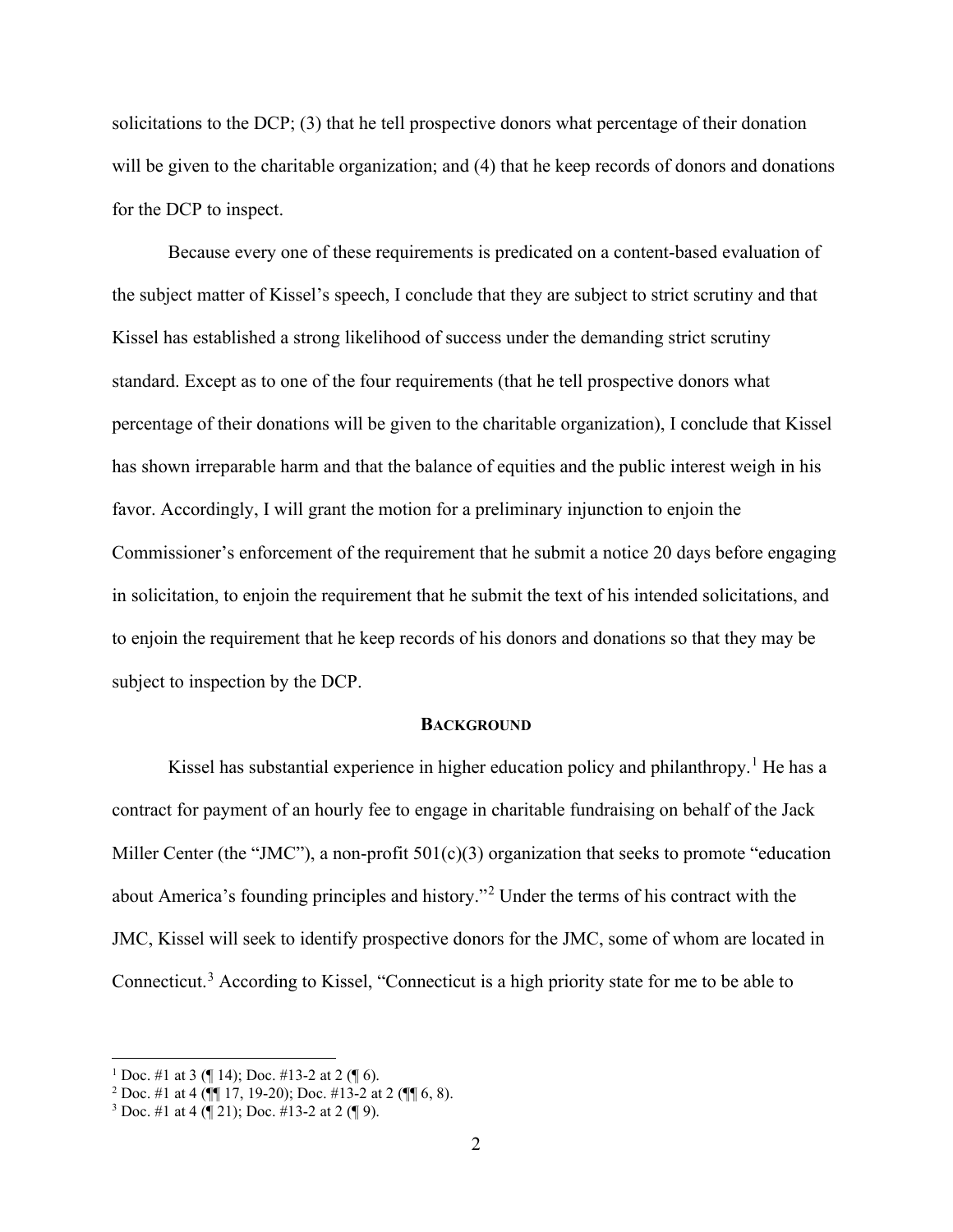solicitations to the DCP; (3) that he tell prospective donors what percentage of their donation will be given to the charitable organization; and (4) that he keep records of donors and donations for the DCP to inspect.

Because every one of these requirements is predicated on a content-based evaluation of the subject matter of Kissel's speech, I conclude that they are subject to strict scrutiny and that Kissel has established a strong likelihood of success under the demanding strict scrutiny standard. Except as to one of the four requirements (that he tell prospective donors what percentage of their donations will be given to the charitable organization), I conclude that Kissel has shown irreparable harm and that the balance of equities and the public interest weigh in his favor. Accordingly, I will grant the motion for a preliminary injunction to enjoin the Commissioner's enforcement of the requirement that he submit a notice 20 days before engaging in solicitation, to enjoin the requirement that he submit the text of his intended solicitations, and to enjoin the requirement that he keep records of his donors and donations so that they may be subject to inspection by the DCP.

## BACKGROUND

Kissel has substantial experience in higher education policy and philanthropy.[1] He has a contract for payment of an hourly fee to engage in charitable fundraising on behalf of the Jack Miller Center (the "JMC"), a non-profit 501(c)(3) organization that seeks to promote "education about America's founding principles and history."[2] Under the terms of his contract with the JMC, Kissel will seek to identify prospective donors for the JMC, some of whom are located in Connecticut.[3] According to Kissel, "Connecticut is a high priority state for me to be able to

---

[1] Doc. #1 at 3 (¶ 14); Doc. #13-2 at 2 (¶ 6).

[2] Doc. #1 at 4 (¶¶ 17, 19-20); Doc. #13-2 at 2 (¶¶ 6, 8).

[3] Doc. #1 at 4 (¶ 21); Doc. #13-2 at 2 (¶ 9).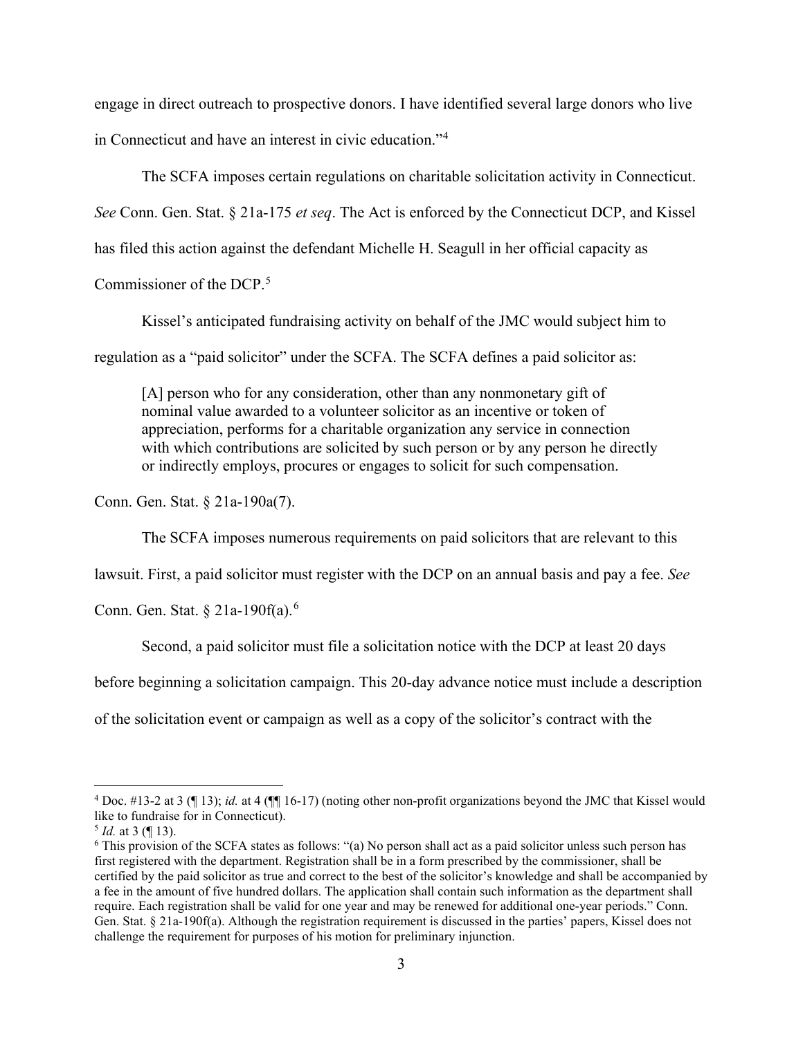engage in direct outreach to prospective donors. I have identified several large donors who live in Connecticut and have an interest in civic education."[4]

The SCFA imposes certain regulations on charitable solicitation activity in Connecticut. *See* Conn. Gen. Stat. § 21a-175 *et seq*. The Act is enforced by the Connecticut DCP, and Kissel has filed this action against the defendant Michelle H. Seagull in her official capacity as Commissioner of the DCP.[5]

Kissel's anticipated fundraising activity on behalf of the JMC would subject him to regulation as a "paid solicitor" under the SCFA. The SCFA defines a paid solicitor as:

> [A] person who for any consideration, other than any nonmonetary gift of nominal value awarded to a volunteer solicitor as an incentive or token of appreciation, performs for a charitable organization any service in connection with which contributions are solicited by such person or by any person he directly or indirectly employs, procures or engages to solicit for such compensation.

Conn. Gen. Stat. § 21a-190a(7).

The SCFA imposes numerous requirements on paid solicitors that are relevant to this lawsuit. First, a paid solicitor must register with the DCP on an annual basis and pay a fee. *See* Conn. Gen. Stat. § 21a-190f(a).[6]

Second, a paid solicitor must file a solicitation notice with the DCP at least 20 days before beginning a solicitation campaign. This 20-day advance notice must include a description of the solicitation event or campaign as well as a copy of the solicitor's contract with the

---

[4] Doc. #13-2 at 3 (¶ 13); *id.* at 4 (¶¶ 16-17) (noting other non-profit organizations beyond the JMC that Kissel would like to fundraise for in Connecticut).

[5] *Id.* at 3 (¶ 13).

[6] This provision of the SCFA states as follows: "(a) No person shall act as a paid solicitor unless such person has first registered with the department. Registration shall be in a form prescribed by the commissioner, shall be certified by the paid solicitor as true and correct to the best of the solicitor's knowledge and shall be accompanied by a fee in the amount of five hundred dollars. The application shall contain such information as the department shall require. Each registration shall be valid for one year and may be renewed for additional one-year periods." Conn. Gen. Stat. § 21a-190f(a). Although the registration requirement is discussed in the parties' papers, Kissel does not challenge the requirement for purposes of his motion for preliminary injunction.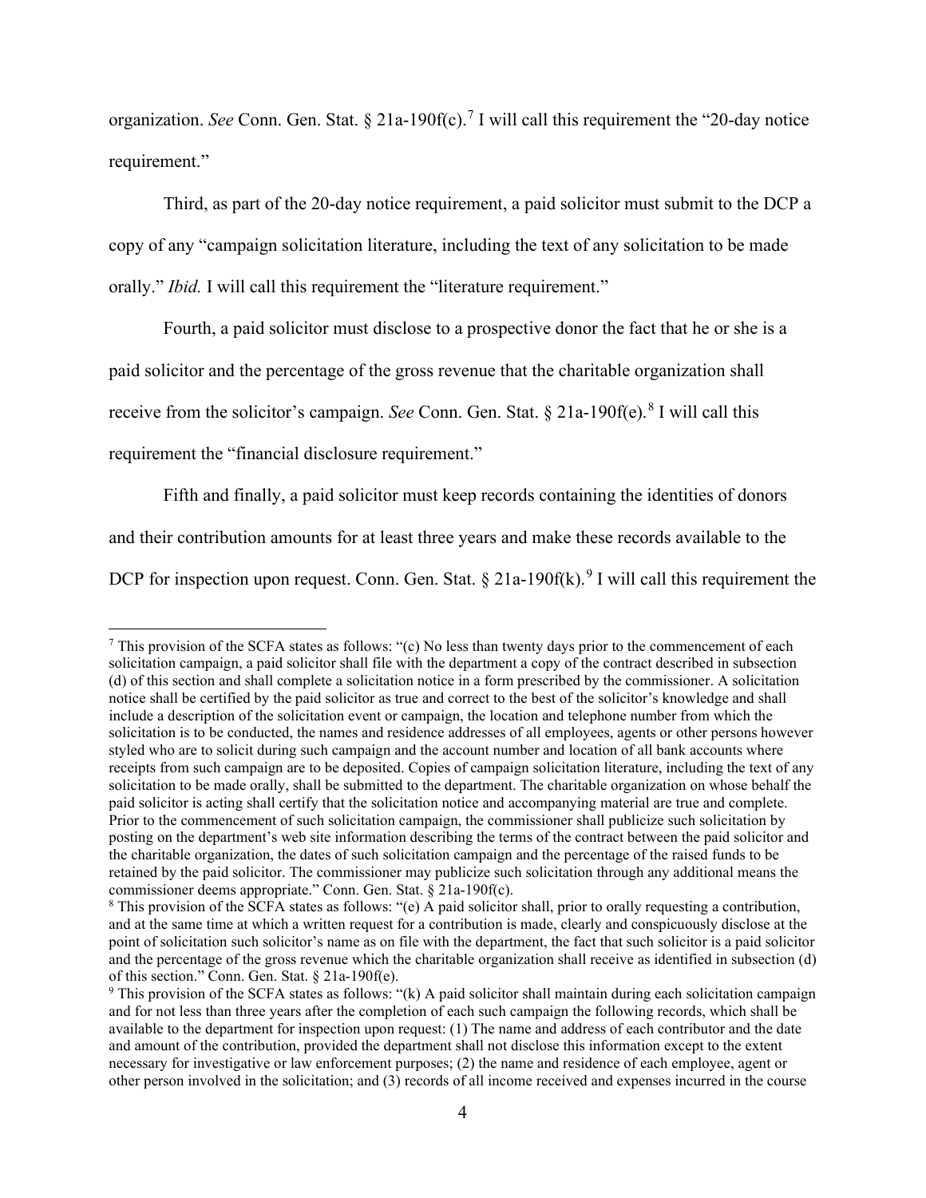organization. *See* Conn. Gen. Stat. § 21a-190f(c).[7] I will call this requirement the "20-day notice requirement."

Third, as part of the 20-day notice requirement, a paid solicitor must submit to the DCP a copy of any "campaign solicitation literature, including the text of any solicitation to be made orally." *Ibid.* I will call this requirement the "literature requirement."

Fourth, a paid solicitor must disclose to a prospective donor the fact that he or she is a paid solicitor and the percentage of the gross revenue that the charitable organization shall receive from the solicitor's campaign. *See* Conn. Gen. Stat. § 21a-190f(e).[8] I will call this requirement the "financial disclosure requirement."

Fifth and finally, a paid solicitor must keep records containing the identities of donors and their contribution amounts for at least three years and make these records available to the DCP for inspection upon request. Conn. Gen. Stat. § 21a-190f(k).[9] I will call this requirement the

---

[7] This provision of the SCFA states as follows: "(c) No less than twenty days prior to the commencement of each solicitation campaign, a paid solicitor shall file with the department a copy of the contract described in subsection (d) of this section and shall complete a solicitation notice in a form prescribed by the commissioner. A solicitation notice shall be certified by the paid solicitor as true and correct to the best of the solicitor's knowledge and shall include a description of the solicitation event or campaign, the location and telephone number from which the solicitation is to be conducted, the names and residence addresses of all employees, agents or other persons however styled who are to solicit during such campaign and the account number and location of all bank accounts where receipts from such campaign are to be deposited. Copies of campaign solicitation literature, including the text of any solicitation to be made orally, shall be submitted to the department. The charitable organization on whose behalf the paid solicitor is acting shall certify that the solicitation notice and accompanying material are true and complete. Prior to the commencement of such solicitation campaign, the commissioner shall publicize such solicitation by posting on the department's web site information describing the terms of the contract between the paid solicitor and the charitable organization, the dates of such solicitation campaign and the percentage of the raised funds to be retained by the paid solicitor. The commissioner may publicize such solicitation through any additional means the commissioner deems appropriate." Conn. Gen. Stat. § 21a-190f(c).

[8] This provision of the SCFA states as follows: "(e) A paid solicitor shall, prior to orally requesting a contribution, and at the same time at which a written request for a contribution is made, clearly and conspicuously disclose at the point of solicitation such solicitor's name as on file with the department, the fact that such solicitor is a paid solicitor and the percentage of the gross revenue which the charitable organization shall receive as identified in subsection (d) of this section." Conn. Gen. Stat. § 21a-190f(e).

[9] This provision of the SCFA states as follows: "(k) A paid solicitor shall maintain during each solicitation campaign and for not less than three years after the completion of each such campaign the following records, which shall be available to the department for inspection upon request: (1) The name and address of each contributor and the date and amount of the contribution, provided the department shall not disclose this information except to the extent necessary for investigative or law enforcement purposes; (2) the name and residence of each employee, agent or other person involved in the solicitation; and (3) records of all income received and expenses incurred in the course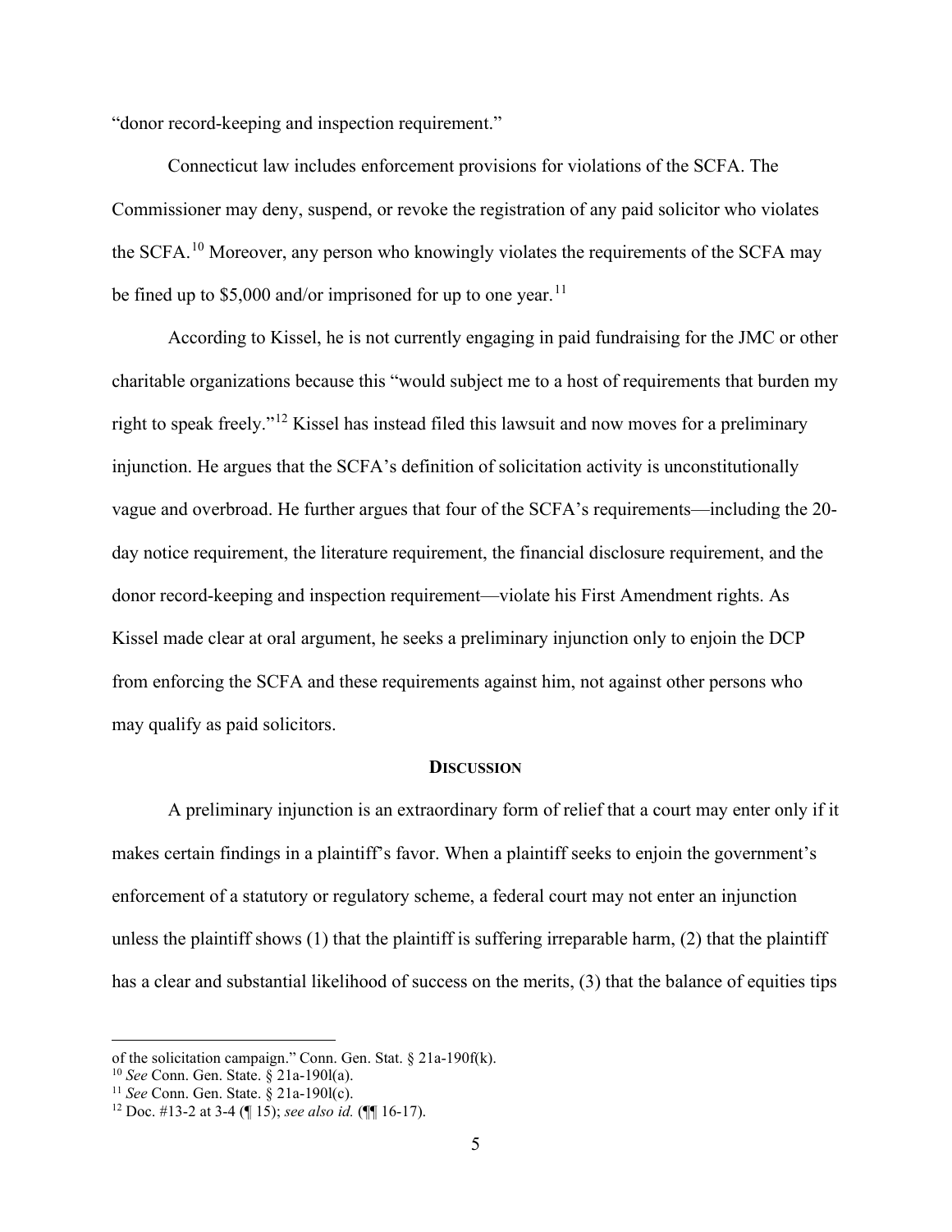"donor record-keeping and inspection requirement."

Connecticut law includes enforcement provisions for violations of the SCFA. The Commissioner may deny, suspend, or revoke the registration of any paid solicitor who violates the SCFA.[10] Moreover, any person who knowingly violates the requirements of the SCFA may be fined up to $5,000 and/or imprisoned for up to one year.[11]

According to Kissel, he is not currently engaging in paid fundraising for the JMC or other charitable organizations because this "would subject me to a host of requirements that burden my right to speak freely."[12] Kissel has instead filed this lawsuit and now moves for a preliminary injunction. He argues that the SCFA's definition of solicitation activity is unconstitutionally vague and overbroad. He further argues that four of the SCFA's requirements—including the 20-day notice requirement, the literature requirement, the financial disclosure requirement, and the donor record-keeping and inspection requirement—violate his First Amendment rights. As Kissel made clear at oral argument, he seeks a preliminary injunction only to enjoin the DCP from enforcing the SCFA and these requirements against him, not against other persons who may qualify as paid solicitors.

## DISCUSSION

A preliminary injunction is an extraordinary form of relief that a court may enter only if it makes certain findings in a plaintiff's favor. When a plaintiff seeks to enjoin the government's enforcement of a statutory or regulatory scheme, a federal court may not enter an injunction unless the plaintiff shows (1) that the plaintiff is suffering irreparable harm, (2) that the plaintiff has a clear and substantial likelihood of success on the merits, (3) that the balance of equities tips

---

of the solicitation campaign." Conn. Gen. Stat. § 21a-190f(k).

[10] *See* Conn. Gen. State. § 21a-190l(a).

[11] *See* Conn. Gen. State. § 21a-190l(c).

[12] Doc. #13-2 at 3-4 (¶ 15); *see also id.* (¶¶ 16-17).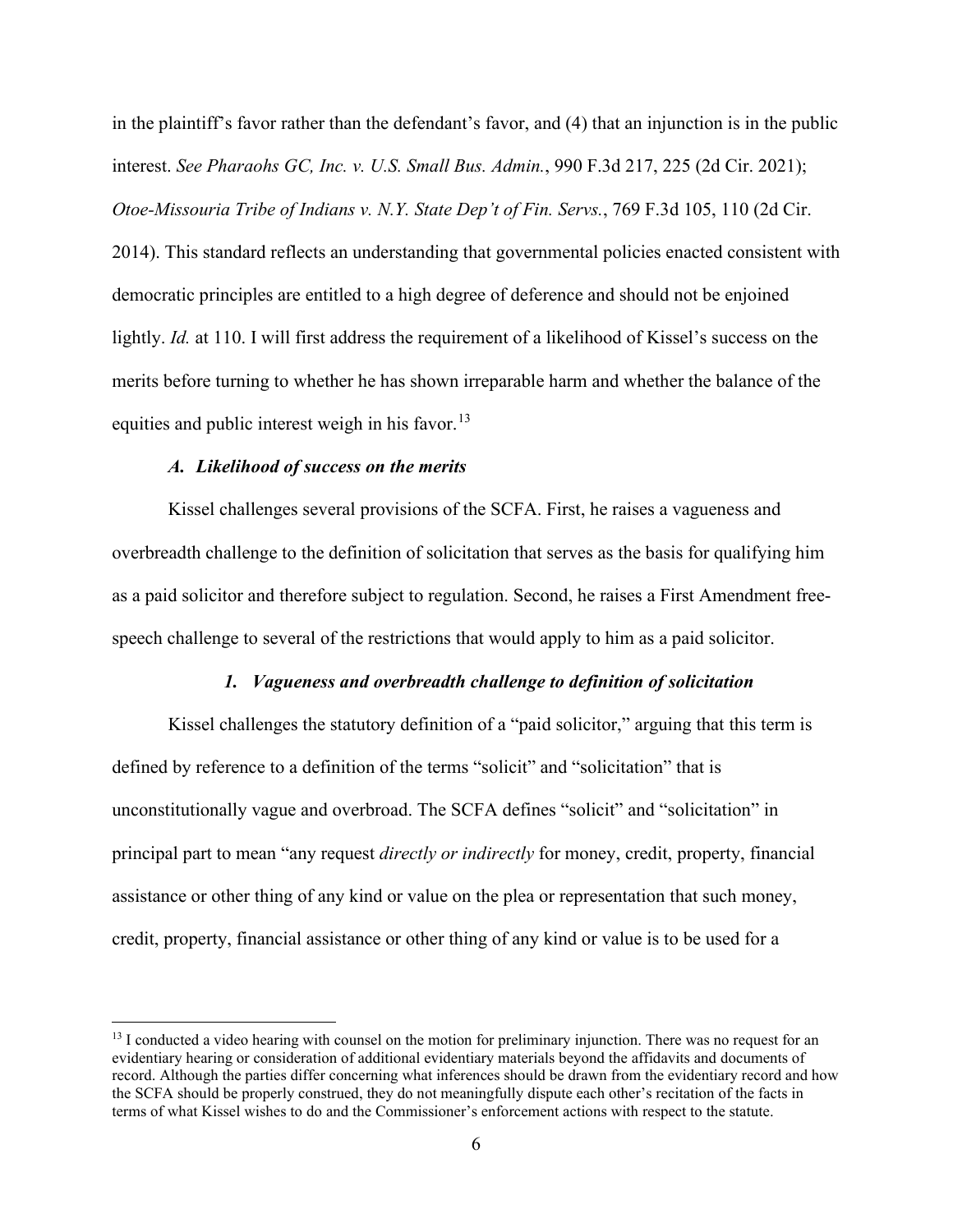in the plaintiff's favor rather than the defendant's favor, and (4) that an injunction is in the public interest. *See Pharaohs GC, Inc. v. U.S. Small Bus. Admin.*, 990 F.3d 217, 225 (2d Cir. 2021); *Otoe-Missouria Tribe of Indians v. N.Y. State Dep't of Fin. Servs.*, 769 F.3d 105, 110 (2d Cir. 2014). This standard reflects an understanding that governmental policies enacted consistent with democratic principles are entitled to a high degree of deference and should not be enjoined lightly. *Id.* at 110. I will first address the requirement of a likelihood of Kissel's success on the merits before turning to whether he has shown irreparable harm and whether the balance of the equities and public interest weigh in his favor.[13]

### *A. Likelihood of success on the merits*

Kissel challenges several provisions of the SCFA. First, he raises a vagueness and overbreadth challenge to the definition of solicitation that serves as the basis for qualifying him as a paid solicitor and therefore subject to regulation. Second, he raises a First Amendment free-speech challenge to several of the restrictions that would apply to him as a paid solicitor.

#### *1. Vagueness and overbreadth challenge to definition of solicitation*

Kissel challenges the statutory definition of a "paid solicitor," arguing that this term is defined by reference to a definition of the terms "solicit" and "solicitation" that is unconstitutionally vague and overbroad. The SCFA defines "solicit" and "solicitation" in principal part to mean "any request *directly or indirectly* for money, credit, property, financial assistance or other thing of any kind or value on the plea or representation that such money, credit, property, financial assistance or other thing of any kind or value is to be used for a

---

[13] I conducted a video hearing with counsel on the motion for preliminary injunction. There was no request for an evidentiary hearing or consideration of additional evidentiary materials beyond the affidavits and documents of record. Although the parties differ concerning what inferences should be drawn from the evidentiary record and how the SCFA should be properly construed, they do not meaningfully dispute each other's recitation of the facts in terms of what Kissel wishes to do and the Commissioner's enforcement actions with respect to the statute.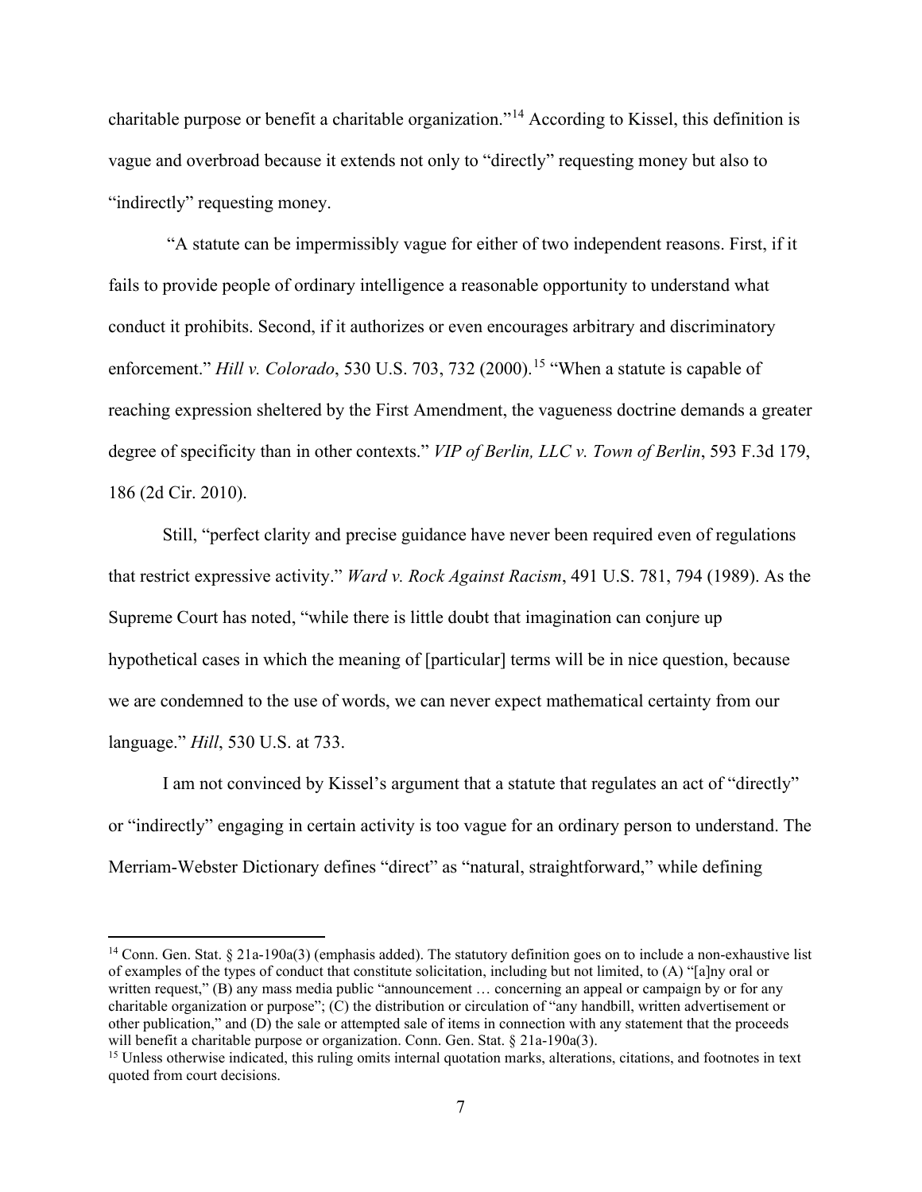charitable purpose or benefit a charitable organization."[14] According to Kissel, this definition is vague and overbroad because it extends not only to "directly" requesting money but also to "indirectly" requesting money.

"A statute can be impermissibly vague for either of two independent reasons. First, if it fails to provide people of ordinary intelligence a reasonable opportunity to understand what conduct it prohibits. Second, if it authorizes or even encourages arbitrary and discriminatory enforcement." *Hill v. Colorado*, 530 U.S. 703, 732 (2000).[15] "When a statute is capable of reaching expression sheltered by the First Amendment, the vagueness doctrine demands a greater degree of specificity than in other contexts." *VIP of Berlin, LLC v. Town of Berlin*, 593 F.3d 179, 186 (2d Cir. 2010).

Still, "perfect clarity and precise guidance have never been required even of regulations that restrict expressive activity." *Ward v. Rock Against Racism*, 491 U.S. 781, 794 (1989). As the Supreme Court has noted, "while there is little doubt that imagination can conjure up hypothetical cases in which the meaning of [particular] terms will be in nice question, because we are condemned to the use of words, we can never expect mathematical certainty from our language." *Hill*, 530 U.S. at 733.

I am not convinced by Kissel's argument that a statute that regulates an act of "directly" or "indirectly" engaging in certain activity is too vague for an ordinary person to understand. The Merriam-Webster Dictionary defines "direct" as "natural, straightforward," while defining

---

[14] Conn. Gen. Stat. § 21a-190a(3) (emphasis added). The statutory definition goes on to include a non-exhaustive list of examples of the types of conduct that constitute solicitation, including but not limited, to (A) "[a]ny oral or written request," (B) any mass media public "announcement … concerning an appeal or campaign by or for any charitable organization or purpose"; (C) the distribution or circulation of "any handbill, written advertisement or other publication," and (D) the sale or attempted sale of items in connection with any statement that the proceeds will benefit a charitable purpose or organization. Conn. Gen. Stat. § 21a-190a(3).

[15] Unless otherwise indicated, this ruling omits internal quotation marks, alterations, citations, and footnotes in text quoted from court decisions.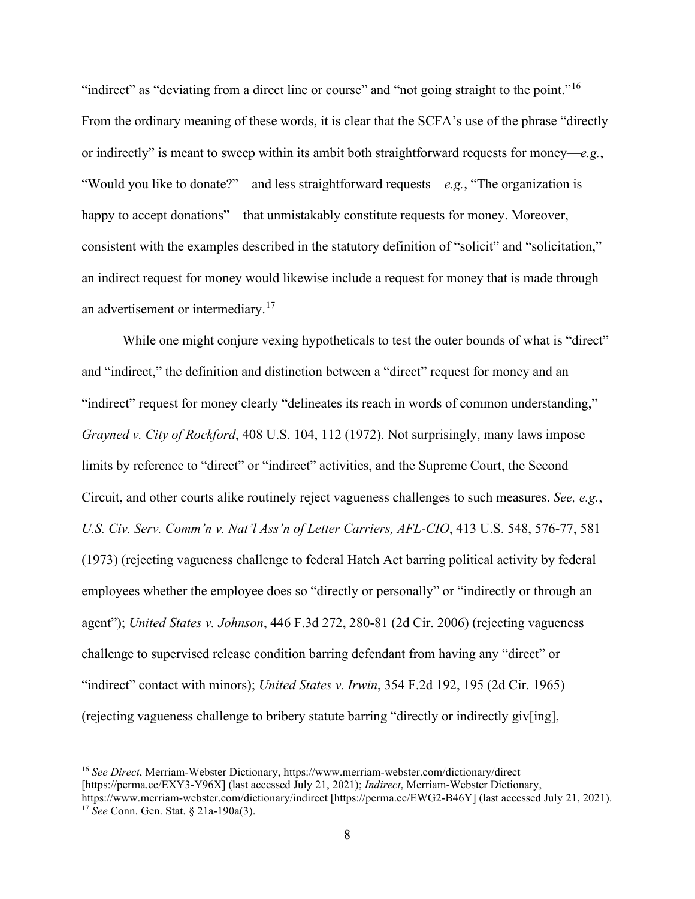"indirect" as "deviating from a direct line or course" and "not going straight to the point."[16] From the ordinary meaning of these words, it is clear that the SCFA's use of the phrase "directly or indirectly" is meant to sweep within its ambit both straightforward requests for money—*e.g.*, "Would you like to donate?"—and less straightforward requests—*e.g.*, "The organization is happy to accept donations"—that unmistakably constitute requests for money. Moreover, consistent with the examples described in the statutory definition of "solicit" and "solicitation," an indirect request for money would likewise include a request for money that is made through an advertisement or intermediary.[17]

While one might conjure vexing hypotheticals to test the outer bounds of what is "direct" and "indirect," the definition and distinction between a "direct" request for money and an "indirect" request for money clearly "delineates its reach in words of common understanding," *Grayned v. City of Rockford*, 408 U.S. 104, 112 (1972). Not surprisingly, many laws impose limits by reference to "direct" or "indirect" activities, and the Supreme Court, the Second Circuit, and other courts alike routinely reject vagueness challenges to such measures. *See, e.g.*, *U.S. Civ. Serv. Comm'n v. Nat'l Ass'n of Letter Carriers, AFL-CIO*, 413 U.S. 548, 576-77, 581 (1973) (rejecting vagueness challenge to federal Hatch Act barring political activity by federal employees whether the employee does so "directly or personally" or "indirectly or through an agent"); *United States v. Johnson*, 446 F.3d 272, 280-81 (2d Cir. 2006) (rejecting vagueness challenge to supervised release condition barring defendant from having any "direct" or "indirect" contact with minors); *United States v. Irwin*, 354 F.2d 192, 195 (2d Cir. 1965) (rejecting vagueness challenge to bribery statute barring "directly or indirectly giv[ing],

---

[16] *See Direct*, Merriam-Webster Dictionary, https://www.merriam-webster.com/dictionary/direct [https://perma.cc/EXY3-Y96X] (last accessed July 21, 2021); *Indirect*, Merriam-Webster Dictionary, https://www.merriam-webster.com/dictionary/indirect [https://perma.cc/EWG2-B46Y] (last accessed July 21, 2021).

[17] *See* Conn. Gen. Stat. § 21a-190a(3).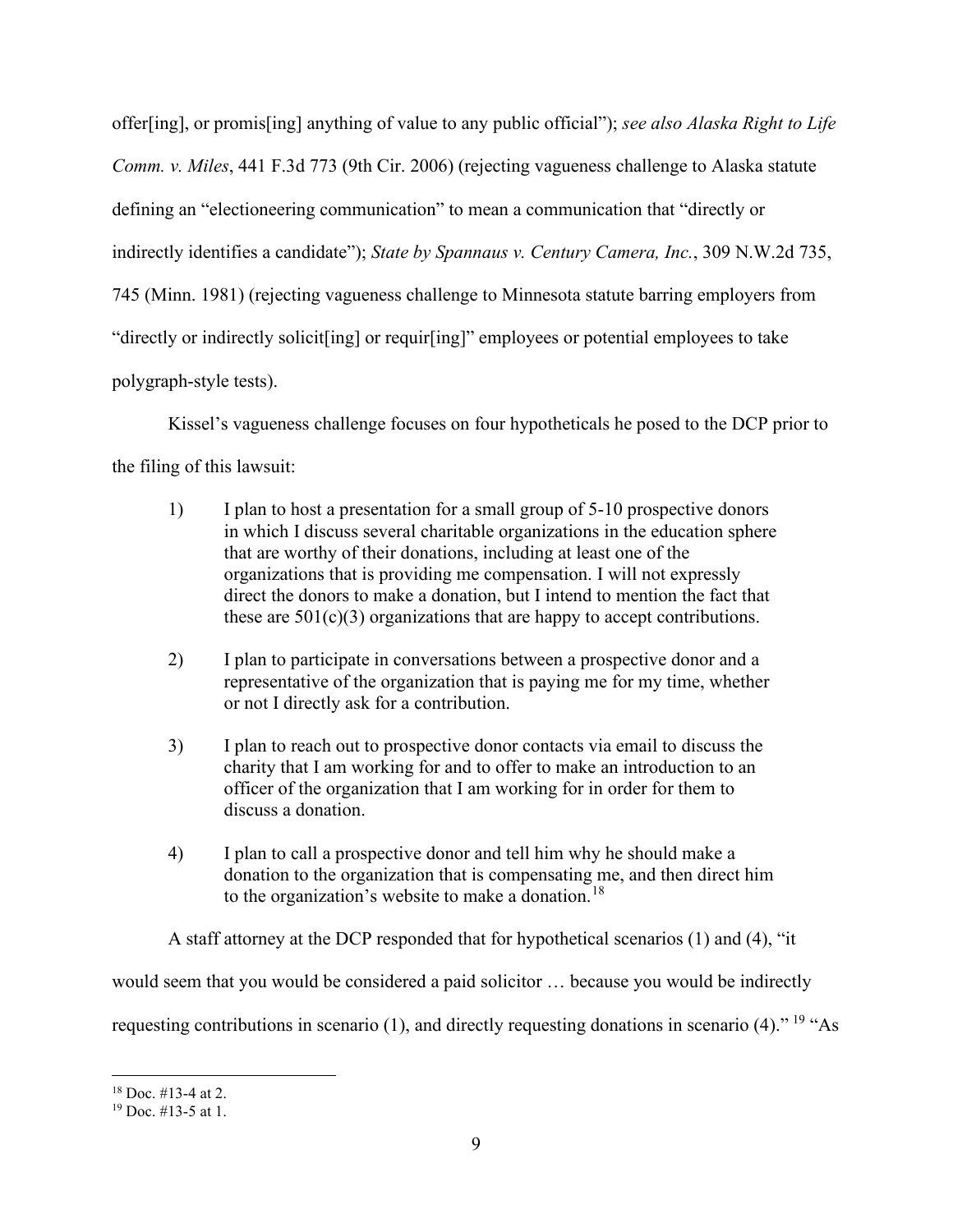offer[ing], or promis[ing] anything of value to any public official"); *see also Alaska Right to Life Comm. v. Miles*, 441 F.3d 773 (9th Cir. 2006) (rejecting vagueness challenge to Alaska statute defining an "electioneering communication" to mean a communication that "directly or indirectly identifies a candidate"); *State by Spannaus v. Century Camera, Inc.*, 309 N.W.2d 735, 745 (Minn. 1981) (rejecting vagueness challenge to Minnesota statute barring employers from "directly or indirectly solicit[ing] or requir[ing]" employees or potential employees to take polygraph-style tests).

Kissel's vagueness challenge focuses on four hypotheticals he posed to the DCP prior to the filing of this lawsuit:

> 1) I plan to host a presentation for a small group of 5-10 prospective donors in which I discuss several charitable organizations in the education sphere that are worthy of their donations, including at least one of the organizations that is providing me compensation. I will not expressly direct the donors to make a donation, but I intend to mention the fact that these are 501(c)(3) organizations that are happy to accept contributions.
>
> 2) I plan to participate in conversations between a prospective donor and a representative of the organization that is paying me for my time, whether or not I directly ask for a contribution.
>
> 3) I plan to reach out to prospective donor contacts via email to discuss the charity that I am working for and to offer to make an introduction to an officer of the organization that I am working for in order for them to discuss a donation.
>
> 4) I plan to call a prospective donor and tell him why he should make a donation to the organization that is compensating me, and then direct him to the organization's website to make a donation.[18]

A staff attorney at the DCP responded that for hypothetical scenarios (1) and (4), "it would seem that you would be considered a paid solicitor … because you would be indirectly requesting contributions in scenario (1), and directly requesting donations in scenario (4)."[19] "As

---

[18] Doc. #13-4 at 2.

[19] Doc. #13-5 at 1.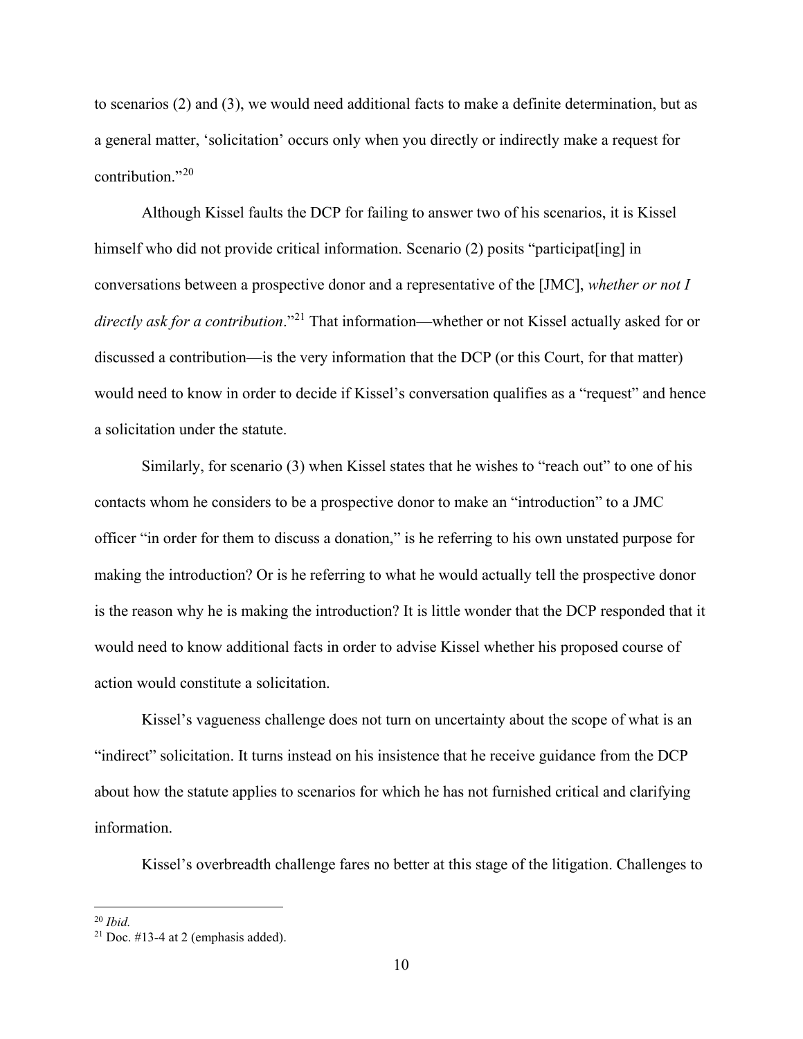to scenarios (2) and (3), we would need additional facts to make a definite determination, but as a general matter, 'solicitation' occurs only when you directly or indirectly make a request for contribution."[20]

Although Kissel faults the DCP for failing to answer two of his scenarios, it is Kissel himself who did not provide critical information. Scenario (2) posits "participat[ing] in conversations between a prospective donor and a representative of the [JMC], *whether or not I directly ask for a contribution*."[21] That information—whether or not Kissel actually asked for or discussed a contribution—is the very information that the DCP (or this Court, for that matter) would need to know in order to decide if Kissel's conversation qualifies as a "request" and hence a solicitation under the statute.

Similarly, for scenario (3) when Kissel states that he wishes to "reach out" to one of his contacts whom he considers to be a prospective donor to make an "introduction" to a JMC officer "in order for them to discuss a donation," is he referring to his own unstated purpose for making the introduction? Or is he referring to what he would actually tell the prospective donor is the reason why he is making the introduction? It is little wonder that the DCP responded that it would need to know additional facts in order to advise Kissel whether his proposed course of action would constitute a solicitation.

Kissel's vagueness challenge does not turn on uncertainty about the scope of what is an "indirect" solicitation. It turns instead on his insistence that he receive guidance from the DCP about how the statute applies to scenarios for which he has not furnished critical and clarifying information.

Kissel's overbreadth challenge fares no better at this stage of the litigation. Challenges to

---

[20] *Ibid.*

[21] Doc. #13-4 at 2 (emphasis added).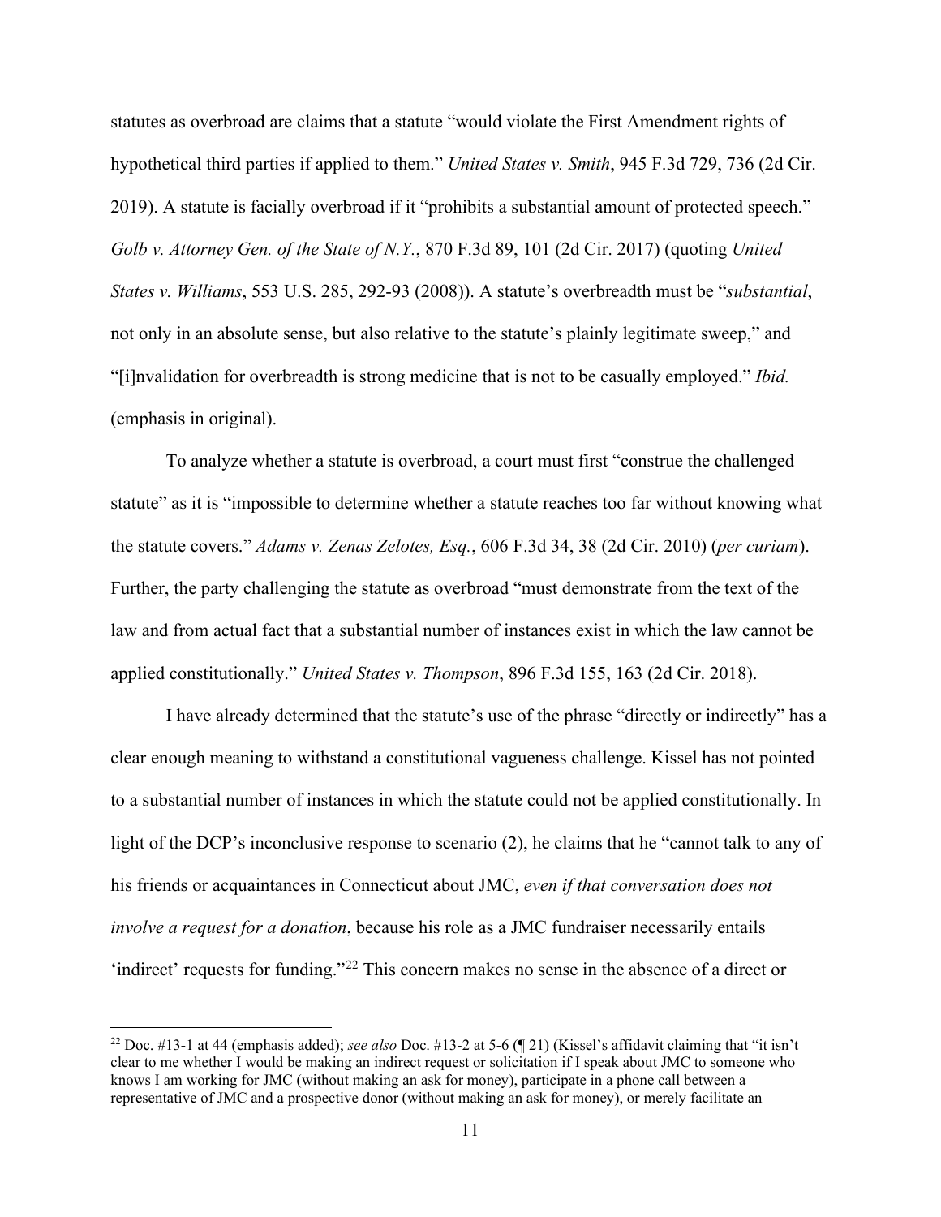statutes as overbroad are claims that a statute "would violate the First Amendment rights of hypothetical third parties if applied to them." *United States v. Smith*, 945 F.3d 729, 736 (2d Cir. 2019). A statute is facially overbroad if it "prohibits a substantial amount of protected speech." *Golb v. Attorney Gen. of the State of N.Y.*, 870 F.3d 89, 101 (2d Cir. 2017) (quoting *United States v. Williams*, 553 U.S. 285, 292-93 (2008)). A statute's overbreadth must be "*substantial*, not only in an absolute sense, but also relative to the statute's plainly legitimate sweep," and "[i]nvalidation for overbreadth is strong medicine that is not to be casually employed." *Ibid.* (emphasis in original).

To analyze whether a statute is overbroad, a court must first "construe the challenged statute" as it is "impossible to determine whether a statute reaches too far without knowing what the statute covers." *Adams v. Zenas Zelotes, Esq.*, 606 F.3d 34, 38 (2d Cir. 2010) (*per curiam*). Further, the party challenging the statute as overbroad "must demonstrate from the text of the law and from actual fact that a substantial number of instances exist in which the law cannot be applied constitutionally." *United States v. Thompson*, 896 F.3d 155, 163 (2d Cir. 2018).

I have already determined that the statute's use of the phrase "directly or indirectly" has a clear enough meaning to withstand a constitutional vagueness challenge. Kissel has not pointed to a substantial number of instances in which the statute could not be applied constitutionally. In light of the DCP's inconclusive response to scenario (2), he claims that he "cannot talk to any of his friends or acquaintances in Connecticut about JMC, *even if that conversation does not involve a request for a donation*, because his role as a JMC fundraiser necessarily entails 'indirect' requests for funding."[22] This concern makes no sense in the absence of a direct or

[22] Doc. #13-1 at 44 (emphasis added); *see also* Doc. #13-2 at 5-6 (¶ 21) (Kissel's affidavit claiming that "it isn't clear to me whether I would be making an indirect request or solicitation if I speak about JMC to someone who knows I am working for JMC (without making an ask for money), participate in a phone call between a representative of JMC and a prospective donor (without making an ask for money), or merely facilitate an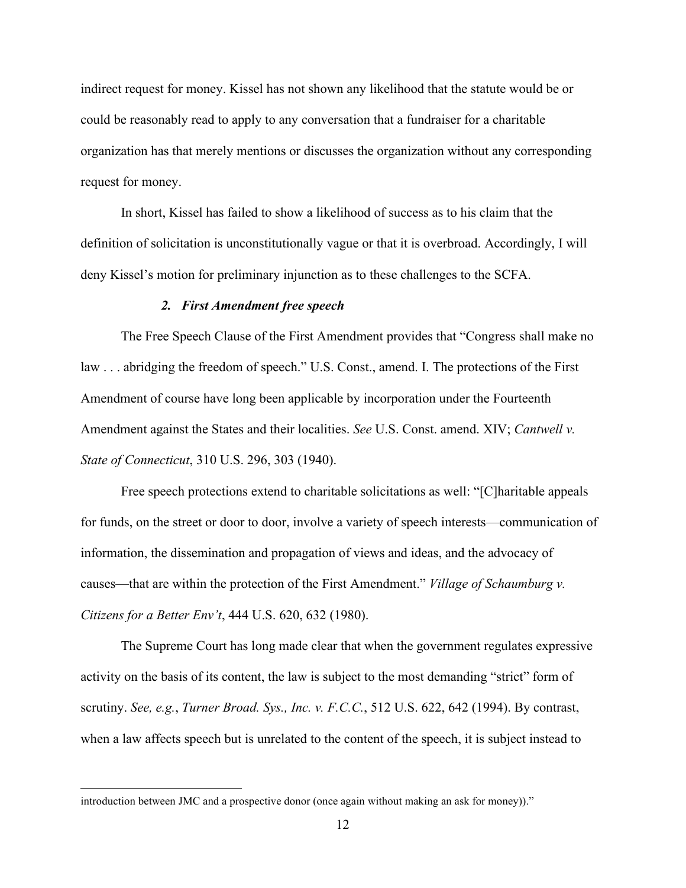indirect request for money. Kissel has not shown any likelihood that the statute would be or could be reasonably read to apply to any conversation that a fundraiser for a charitable organization has that merely mentions or discusses the organization without any corresponding request for money.

In short, Kissel has failed to show a likelihood of success as to his claim that the definition of solicitation is unconstitutionally vague or that it is overbroad. Accordingly, I will deny Kissel's motion for preliminary injunction as to these challenges to the SCFA.

### *2. First Amendment free speech*

The Free Speech Clause of the First Amendment provides that "Congress shall make no law . . . abridging the freedom of speech." U.S. Const., amend. I. The protections of the First Amendment of course have long been applicable by incorporation under the Fourteenth Amendment against the States and their localities. *See* U.S. Const. amend. XIV; *Cantwell v. State of Connecticut*, 310 U.S. 296, 303 (1940).

Free speech protections extend to charitable solicitations as well: "[C]haritable appeals for funds, on the street or door to door, involve a variety of speech interests—communication of information, the dissemination and propagation of views and ideas, and the advocacy of causes—that are within the protection of the First Amendment." *Village of Schaumburg v. Citizens for a Better Env't*, 444 U.S. 620, 632 (1980).

The Supreme Court has long made clear that when the government regulates expressive activity on the basis of its content, the law is subject to the most demanding "strict" form of scrutiny. *See, e.g.*, *Turner Broad. Sys., Inc. v. F.C.C.*, 512 U.S. 622, 642 (1994). By contrast, when a law affects speech but is unrelated to the content of the speech, it is subject instead to

---

introduction between JMC and a prospective donor (once again without making an ask for money))."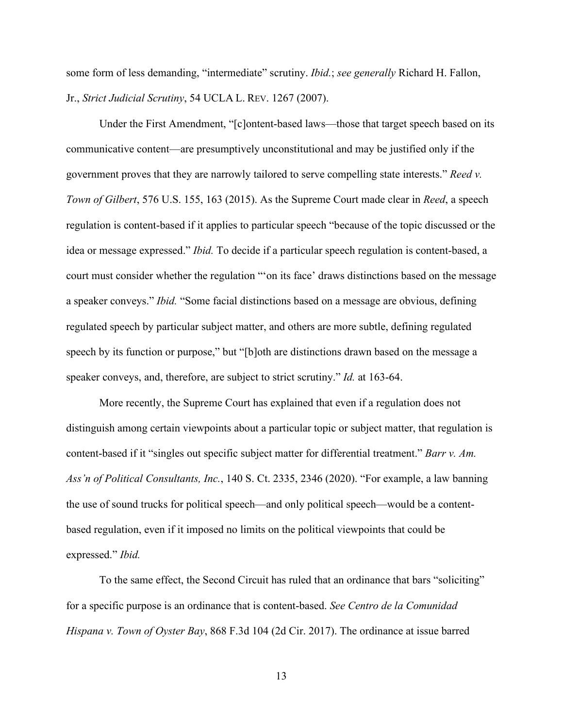some form of less demanding, "intermediate" scrutiny. *Ibid.*; *see generally* Richard H. Fallon, Jr., *Strict Judicial Scrutiny*, 54 UCLA L. REV. 1267 (2007).

Under the First Amendment, "[c]ontent-based laws—those that target speech based on its communicative content—are presumptively unconstitutional and may be justified only if the government proves that they are narrowly tailored to serve compelling state interests." *Reed v. Town of Gilbert*, 576 U.S. 155, 163 (2015). As the Supreme Court made clear in *Reed*, a speech regulation is content-based if it applies to particular speech "because of the topic discussed or the idea or message expressed." *Ibid.* To decide if a particular speech regulation is content-based, a court must consider whether the regulation "'on its face' draws distinctions based on the message a speaker conveys." *Ibid.* "Some facial distinctions based on a message are obvious, defining regulated speech by particular subject matter, and others are more subtle, defining regulated speech by its function or purpose," but "[b]oth are distinctions drawn based on the message a speaker conveys, and, therefore, are subject to strict scrutiny." *Id.* at 163-64.

More recently, the Supreme Court has explained that even if a regulation does not distinguish among certain viewpoints about a particular topic or subject matter, that regulation is content-based if it "singles out specific subject matter for differential treatment." *Barr v. Am. Ass'n of Political Consultants, Inc.*, 140 S. Ct. 2335, 2346 (2020). "For example, a law banning the use of sound trucks for political speech—and only political speech—would be a content-based regulation, even if it imposed no limits on the political viewpoints that could be expressed." *Ibid.*

To the same effect, the Second Circuit has ruled that an ordinance that bars "soliciting" for a specific purpose is an ordinance that is content-based. *See Centro de la Comunidad Hispana v. Town of Oyster Bay*, 868 F.3d 104 (2d Cir. 2017). The ordinance at issue barred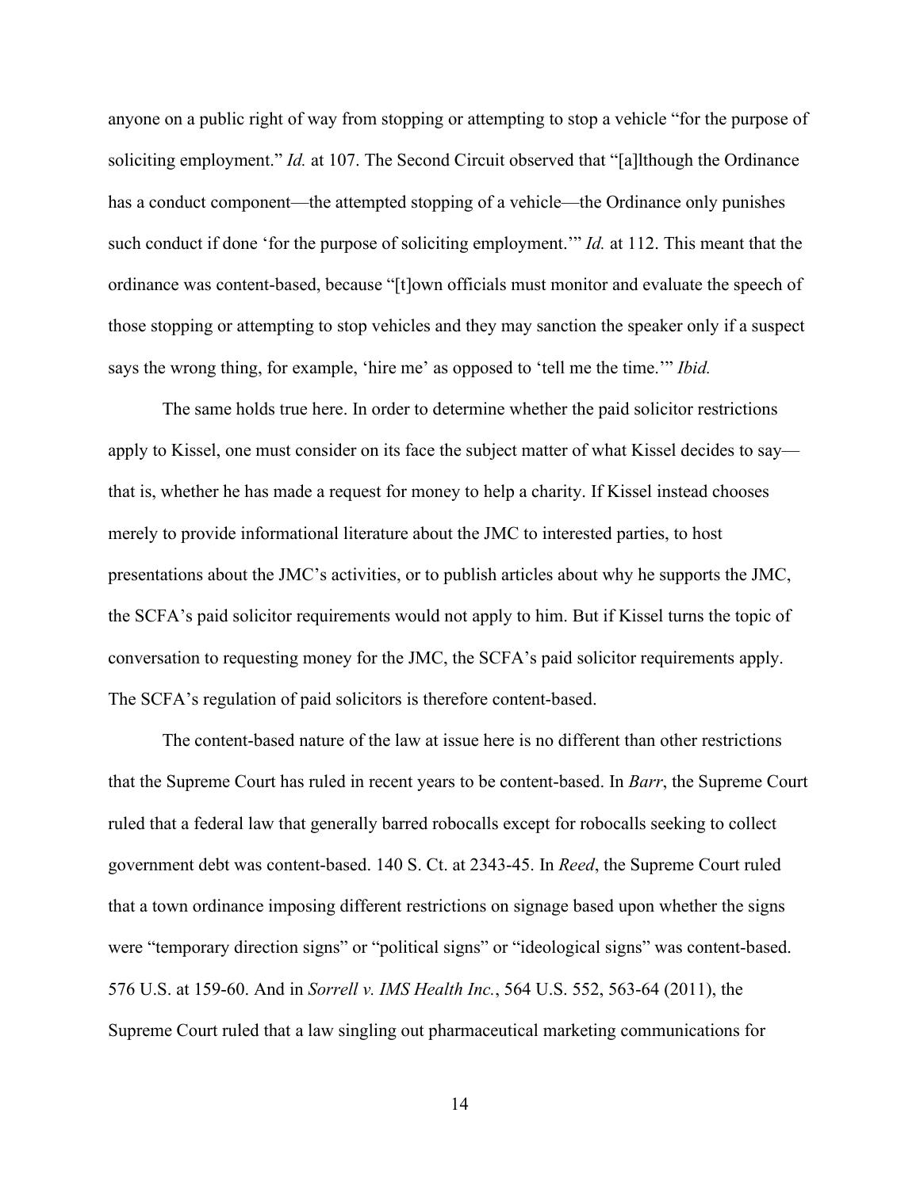anyone on a public right of way from stopping or attempting to stop a vehicle "for the purpose of soliciting employment." *Id.* at 107. The Second Circuit observed that "[a]lthough the Ordinance has a conduct component—the attempted stopping of a vehicle—the Ordinance only punishes such conduct if done 'for the purpose of soliciting employment.'" *Id.* at 112. This meant that the ordinance was content-based, because "[t]own officials must monitor and evaluate the speech of those stopping or attempting to stop vehicles and they may sanction the speaker only if a suspect says the wrong thing, for example, 'hire me' as opposed to 'tell me the time.'" *Ibid.*

The same holds true here. In order to determine whether the paid solicitor restrictions apply to Kissel, one must consider on its face the subject matter of what Kissel decides to say—that is, whether he has made a request for money to help a charity. If Kissel instead chooses merely to provide informational literature about the JMC to interested parties, to host presentations about the JMC's activities, or to publish articles about why he supports the JMC, the SCFA's paid solicitor requirements would not apply to him. But if Kissel turns the topic of conversation to requesting money for the JMC, the SCFA's paid solicitor requirements apply. The SCFA's regulation of paid solicitors is therefore content-based.

The content-based nature of the law at issue here is no different than other restrictions that the Supreme Court has ruled in recent years to be content-based. In *Barr*, the Supreme Court ruled that a federal law that generally barred robocalls except for robocalls seeking to collect government debt was content-based. 140 S. Ct. at 2343-45. In *Reed*, the Supreme Court ruled that a town ordinance imposing different restrictions on signage based upon whether the signs were "temporary direction signs" or "political signs" or "ideological signs" was content-based. 576 U.S. at 159-60. And in *Sorrell v. IMS Health Inc.*, 564 U.S. 552, 563-64 (2011), the Supreme Court ruled that a law singling out pharmaceutical marketing communications for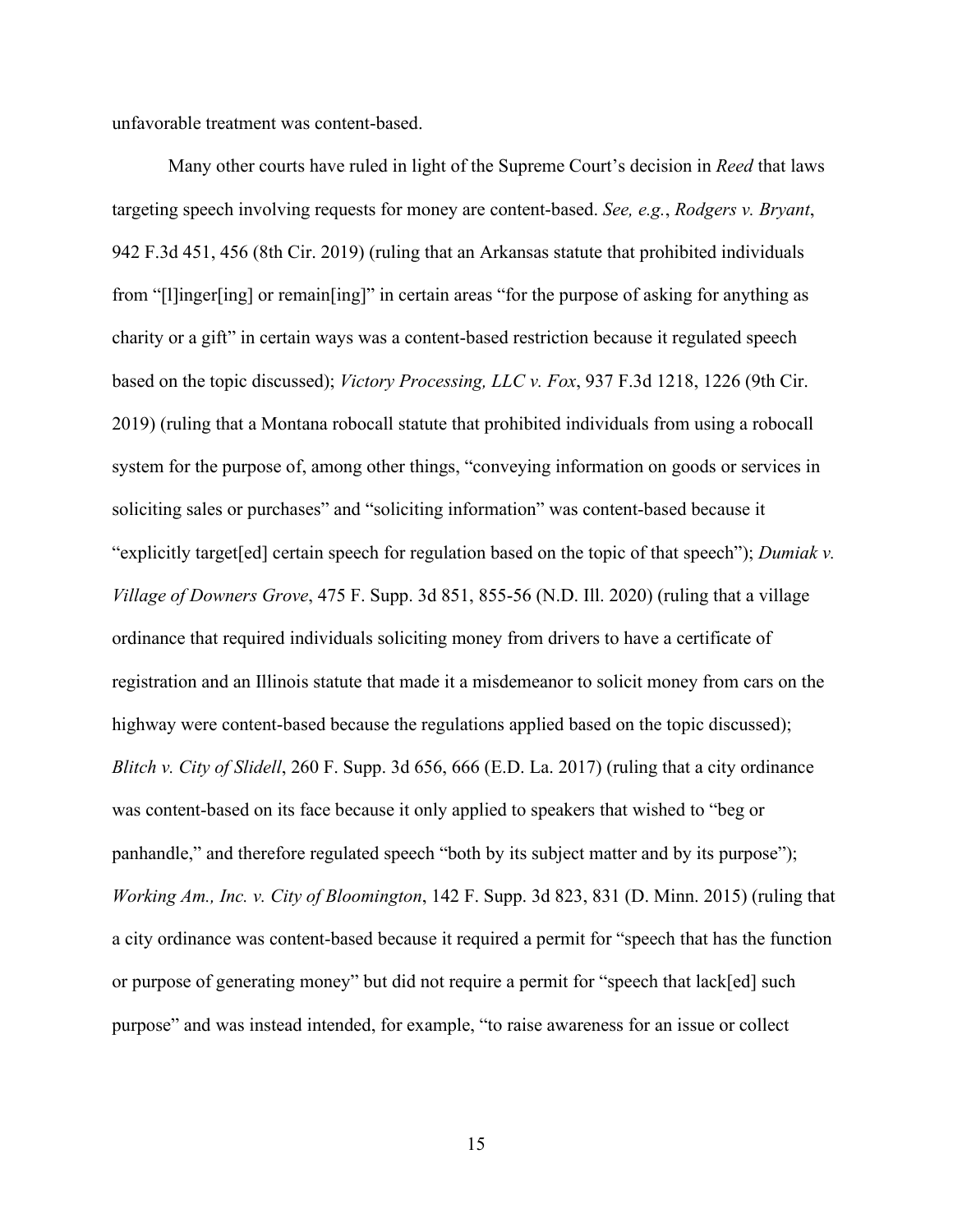unfavorable treatment was content-based.

Many other courts have ruled in light of the Supreme Court's decision in *Reed* that laws targeting speech involving requests for money are content-based. *See, e.g.*, *Rodgers v. Bryant*, 942 F.3d 451, 456 (8th Cir. 2019) (ruling that an Arkansas statute that prohibited individuals from "[l]inger[ing] or remain[ing]" in certain areas "for the purpose of asking for anything as charity or a gift" in certain ways was a content-based restriction because it regulated speech based on the topic discussed); *Victory Processing, LLC v. Fox*, 937 F.3d 1218, 1226 (9th Cir. 2019) (ruling that a Montana robocall statute that prohibited individuals from using a robocall system for the purpose of, among other things, "conveying information on goods or services in soliciting sales or purchases" and "soliciting information" was content-based because it "explicitly target[ed] certain speech for regulation based on the topic of that speech"); *Dumiak v. Village of Downers Grove*, 475 F. Supp. 3d 851, 855-56 (N.D. Ill. 2020) (ruling that a village ordinance that required individuals soliciting money from drivers to have a certificate of registration and an Illinois statute that made it a misdemeanor to solicit money from cars on the highway were content-based because the regulations applied based on the topic discussed); *Blitch v. City of Slidell*, 260 F. Supp. 3d 656, 666 (E.D. La. 2017) (ruling that a city ordinance was content-based on its face because it only applied to speakers that wished to "beg or panhandle," and therefore regulated speech "both by its subject matter and by its purpose"); *Working Am., Inc. v. City of Bloomington*, 142 F. Supp. 3d 823, 831 (D. Minn. 2015) (ruling that a city ordinance was content-based because it required a permit for "speech that has the function or purpose of generating money" but did not require a permit for "speech that lack[ed] such purpose" and was instead intended, for example, "to raise awareness for an issue or collect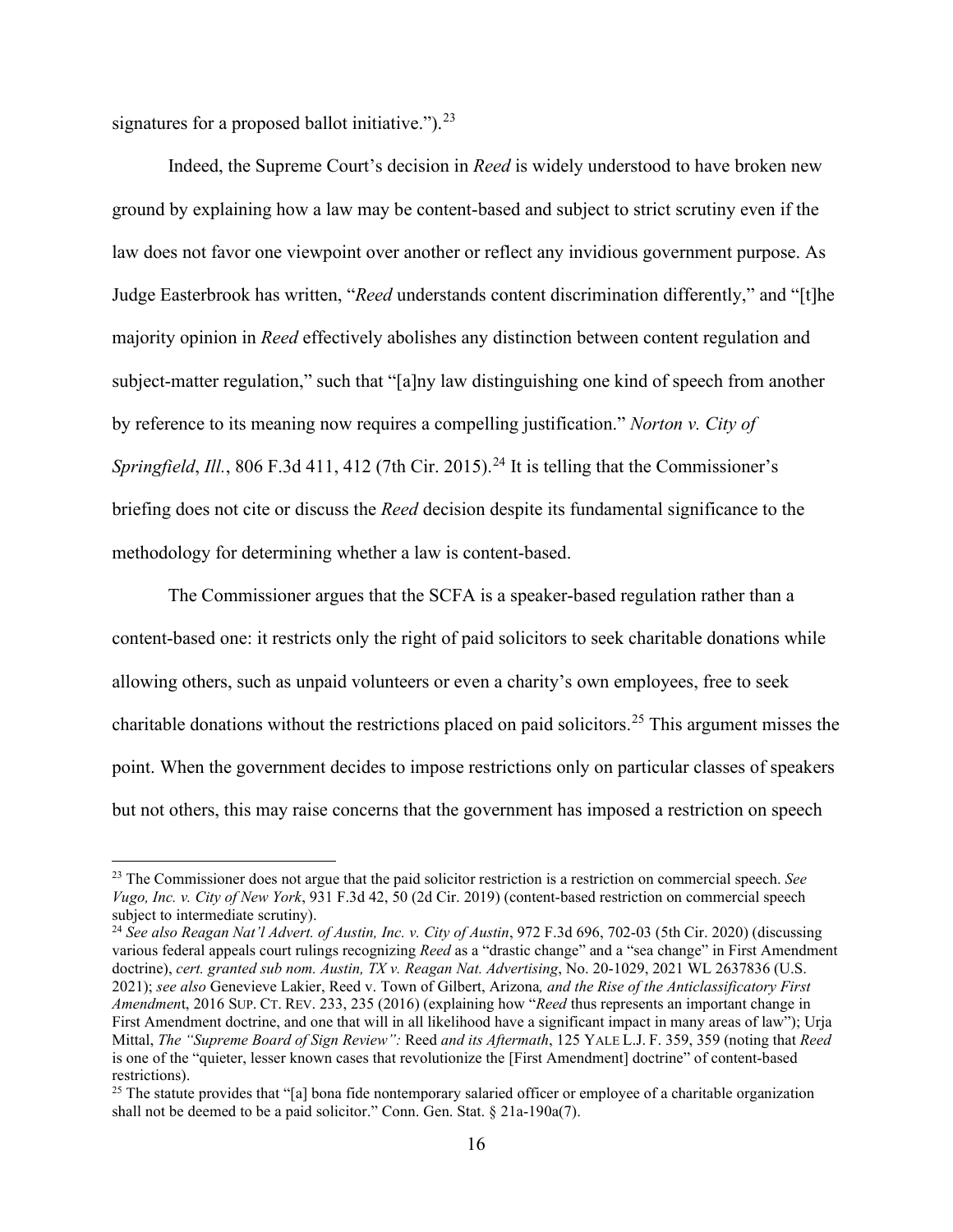signatures for a proposed ballot initiative.").[23]

Indeed, the Supreme Court's decision in *Reed* is widely understood to have broken new ground by explaining how a law may be content-based and subject to strict scrutiny even if the law does not favor one viewpoint over another or reflect any invidious government purpose. As Judge Easterbrook has written, "*Reed* understands content discrimination differently," and "[t]he majority opinion in *Reed* effectively abolishes any distinction between content regulation and subject-matter regulation," such that "[a]ny law distinguishing one kind of speech from another by reference to its meaning now requires a compelling justification." *Norton v. City of Springfield*, *Ill.*, 806 F.3d 411, 412 (7th Cir. 2015).[24] It is telling that the Commissioner's briefing does not cite or discuss the *Reed* decision despite its fundamental significance to the methodology for determining whether a law is content-based.

The Commissioner argues that the SCFA is a speaker-based regulation rather than a content-based one: it restricts only the right of paid solicitors to seek charitable donations while allowing others, such as unpaid volunteers or even a charity's own employees, free to seek charitable donations without the restrictions placed on paid solicitors.[25] This argument misses the point. When the government decides to impose restrictions only on particular classes of speakers but not others, this may raise concerns that the government has imposed a restriction on speech

---

[23] The Commissioner does not argue that the paid solicitor restriction is a restriction on commercial speech. *See Vugo, Inc. v. City of New York*, 931 F.3d 42, 50 (2d Cir. 2019) (content-based restriction on commercial speech subject to intermediate scrutiny).

[24] *See also Reagan Nat'l Advert. of Austin, Inc. v. City of Austin*, 972 F.3d 696, 702-03 (5th Cir. 2020) (discussing various federal appeals court rulings recognizing *Reed* as a "drastic change" and a "sea change" in First Amendment doctrine), *cert. granted sub nom. Austin, TX v. Reagan Nat. Advertising*, No. 20-1029, 2021 WL 2637836 (U.S. 2021); *see also* Genevieve Lakier, Reed v. Town of Gilbert, Arizona*, and the Rise of the Anticlassificatory First Amendmen*t, 2016 SUP. CT. REV. 233, 235 (2016) (explaining how "*Reed* thus represents an important change in First Amendment doctrine, and one that will in all likelihood have a significant impact in many areas of law"); Urja Mittal, *The "Supreme Board of Sign Review":* Reed *and its Aftermath*, 125 YALE L.J. F. 359, 359 (noting that *Reed* is one of the "quieter, lesser known cases that revolutionize the [First Amendment] doctrine" of content-based restrictions).

[25] The statute provides that "[a] bona fide nontemporary salaried officer or employee of a charitable organization shall not be deemed to be a paid solicitor." Conn. Gen. Stat. § 21a-190a(7).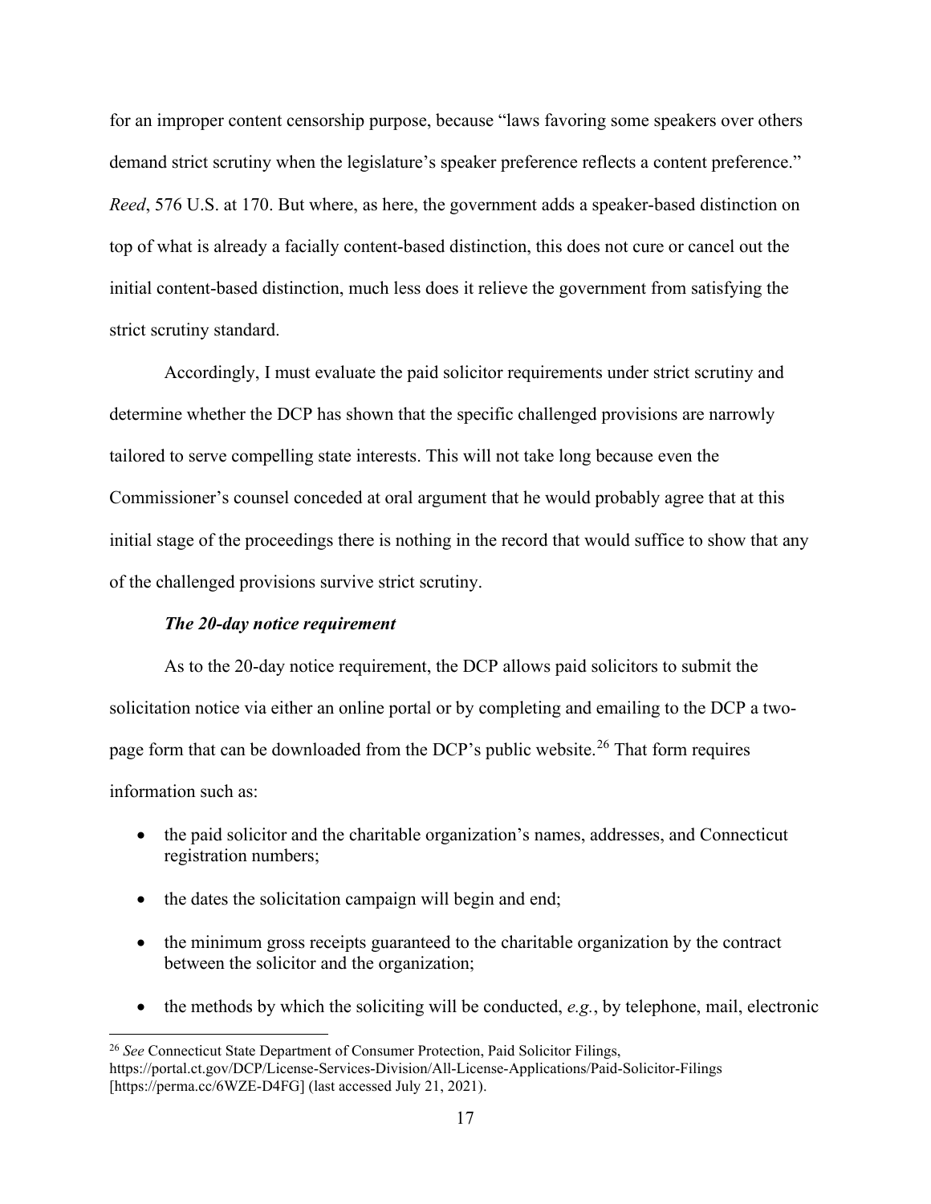for an improper content censorship purpose, because "laws favoring some speakers over others demand strict scrutiny when the legislature's speaker preference reflects a content preference." *Reed*, 576 U.S. at 170. But where, as here, the government adds a speaker-based distinction on top of what is already a facially content-based distinction, this does not cure or cancel out the initial content-based distinction, much less does it relieve the government from satisfying the strict scrutiny standard.

Accordingly, I must evaluate the paid solicitor requirements under strict scrutiny and determine whether the DCP has shown that the specific challenged provisions are narrowly tailored to serve compelling state interests. This will not take long because even the Commissioner's counsel conceded at oral argument that he would probably agree that at this initial stage of the proceedings there is nothing in the record that would suffice to show that any of the challenged provisions survive strict scrutiny.

***The 20-day notice requirement***

As to the 20-day notice requirement, the DCP allows paid solicitors to submit the solicitation notice via either an online portal or by completing and emailing to the DCP a two-page form that can be downloaded from the DCP's public website.[26] That form requires information such as:

- the paid solicitor and the charitable organization's names, addresses, and Connecticut registration numbers;
- the dates the solicitation campaign will begin and end;
- the minimum gross receipts guaranteed to the charitable organization by the contract between the solicitor and the organization;
- the methods by which the soliciting will be conducted, *e.g.*, by telephone, mail, electronic

[26] *See* Connecticut State Department of Consumer Protection, Paid Solicitor Filings, https://portal.ct.gov/DCP/License-Services-Division/All-License-Applications/Paid-Solicitor-Filings [https://perma.cc/6WZE-D4FG] (last accessed July 21, 2021).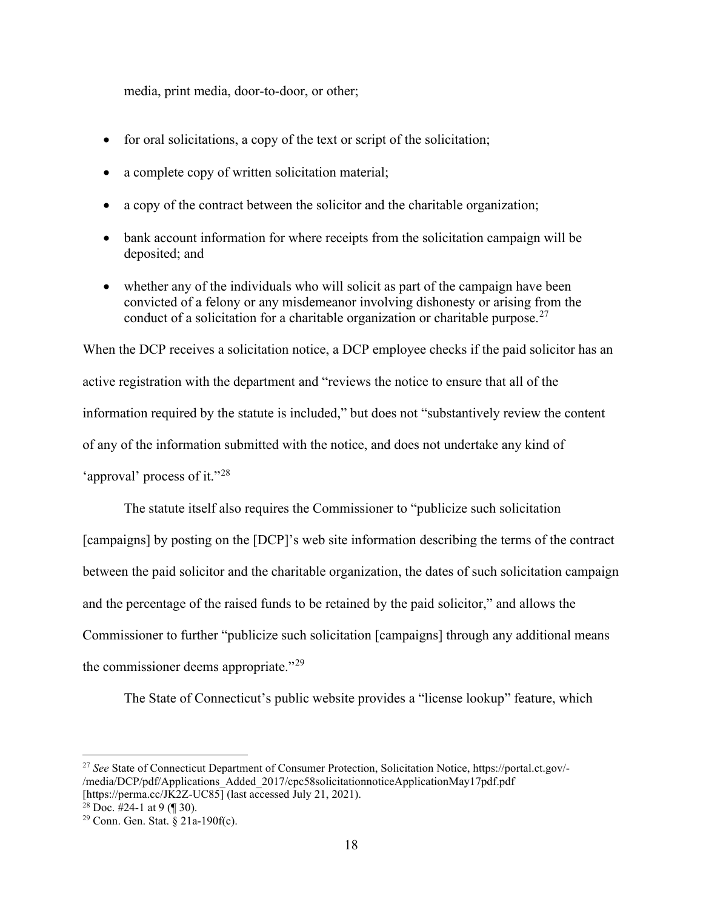media, print media, door-to-door, or other;

- for oral solicitations, a copy of the text or script of the solicitation;
- a complete copy of written solicitation material;
- a copy of the contract between the solicitor and the charitable organization;
- bank account information for where receipts from the solicitation campaign will be deposited; and
- whether any of the individuals who will solicit as part of the campaign have been convicted of a felony or any misdemeanor involving dishonesty or arising from the conduct of a solicitation for a charitable organization or charitable purpose.[27]

When the DCP receives a solicitation notice, a DCP employee checks if the paid solicitor has an active registration with the department and "reviews the notice to ensure that all of the information required by the statute is included," but does not "substantively review the content of any of the information submitted with the notice, and does not undertake any kind of 'approval' process of it."[28]

The statute itself also requires the Commissioner to "publicize such solicitation [campaigns] by posting on the [DCP]'s web site information describing the terms of the contract between the paid solicitor and the charitable organization, the dates of such solicitation campaign and the percentage of the raised funds to be retained by the paid solicitor," and allows the Commissioner to further "publicize such solicitation [campaigns] through any additional means the commissioner deems appropriate."[29]

The State of Connecticut's public website provides a "license lookup" feature, which

---

[27] *See* State of Connecticut Department of Consumer Protection, Solicitation Notice, https://portal.ct.gov/-/media/DCP/pdf/Applications_Added_2017/cpc58solicitationnoticeApplicationMay17pdf.pdf [https://perma.cc/JK2Z-UC85] (last accessed July 21, 2021).

[28] Doc. #24-1 at 9 (¶ 30).

[29] Conn. Gen. Stat. § 21a-190f(c).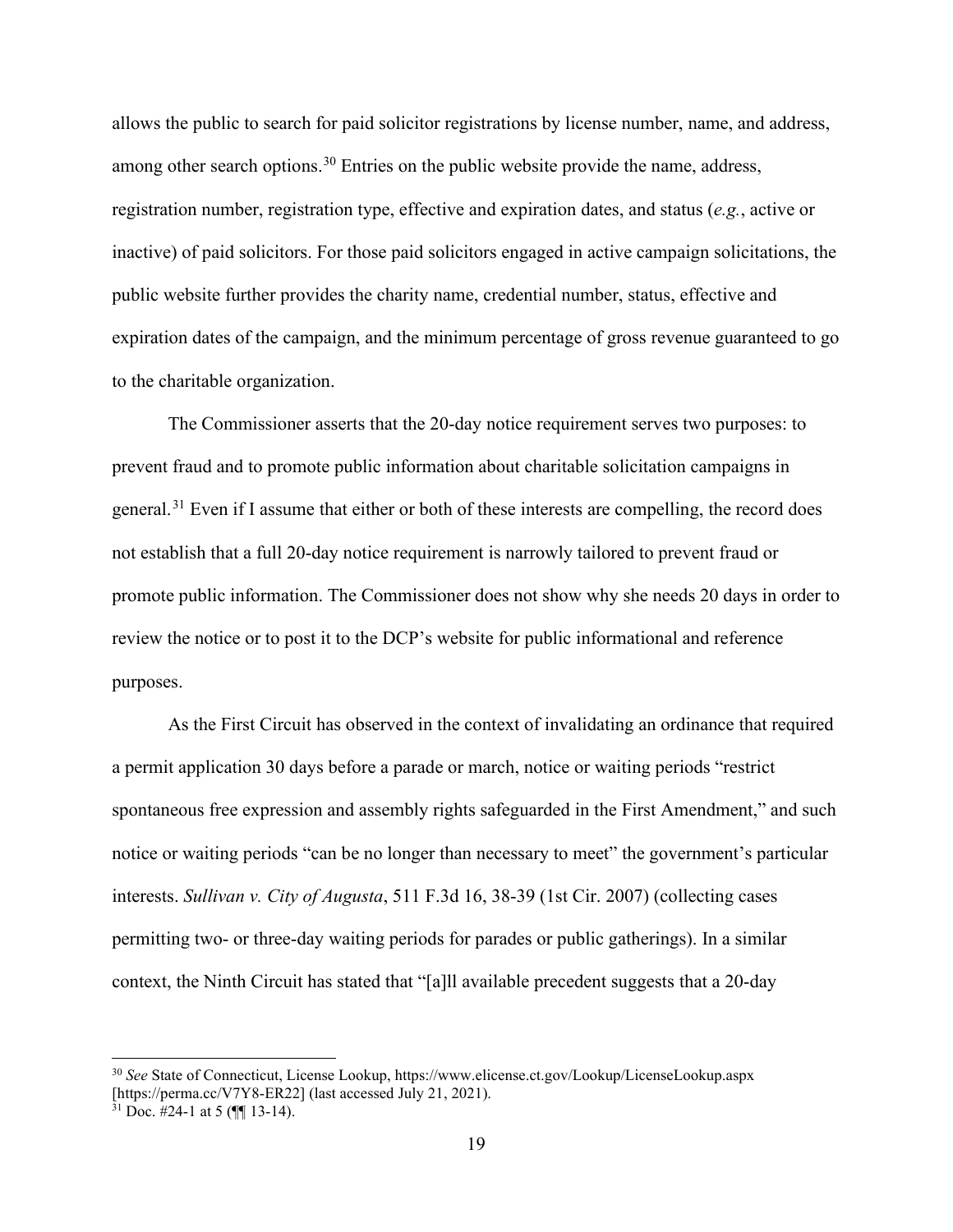allows the public to search for paid solicitor registrations by license number, name, and address, among other search options.[30] Entries on the public website provide the name, address, registration number, registration type, effective and expiration dates, and status (*e.g.*, active or inactive) of paid solicitors. For those paid solicitors engaged in active campaign solicitations, the public website further provides the charity name, credential number, status, effective and expiration dates of the campaign, and the minimum percentage of gross revenue guaranteed to go to the charitable organization.

The Commissioner asserts that the 20-day notice requirement serves two purposes: to prevent fraud and to promote public information about charitable solicitation campaigns in general.[31] Even if I assume that either or both of these interests are compelling, the record does not establish that a full 20-day notice requirement is narrowly tailored to prevent fraud or promote public information. The Commissioner does not show why she needs 20 days in order to review the notice or to post it to the DCP's website for public informational and reference purposes.

As the First Circuit has observed in the context of invalidating an ordinance that required a permit application 30 days before a parade or march, notice or waiting periods "restrict spontaneous free expression and assembly rights safeguarded in the First Amendment," and such notice or waiting periods "can be no longer than necessary to meet" the government's particular interests. *Sullivan v. City of Augusta*, 511 F.3d 16, 38-39 (1st Cir. 2007) (collecting cases permitting two- or three-day waiting periods for parades or public gatherings). In a similar context, the Ninth Circuit has stated that "[a]ll available precedent suggests that a 20-day

---

[30] *See* State of Connecticut, License Lookup, https://www.elicense.ct.gov/Lookup/LicenseLookup.aspx [https://perma.cc/V7Y8-ER22] (last accessed July 21, 2021).

[31] Doc. #24-1 at 5 (¶¶ 13-14).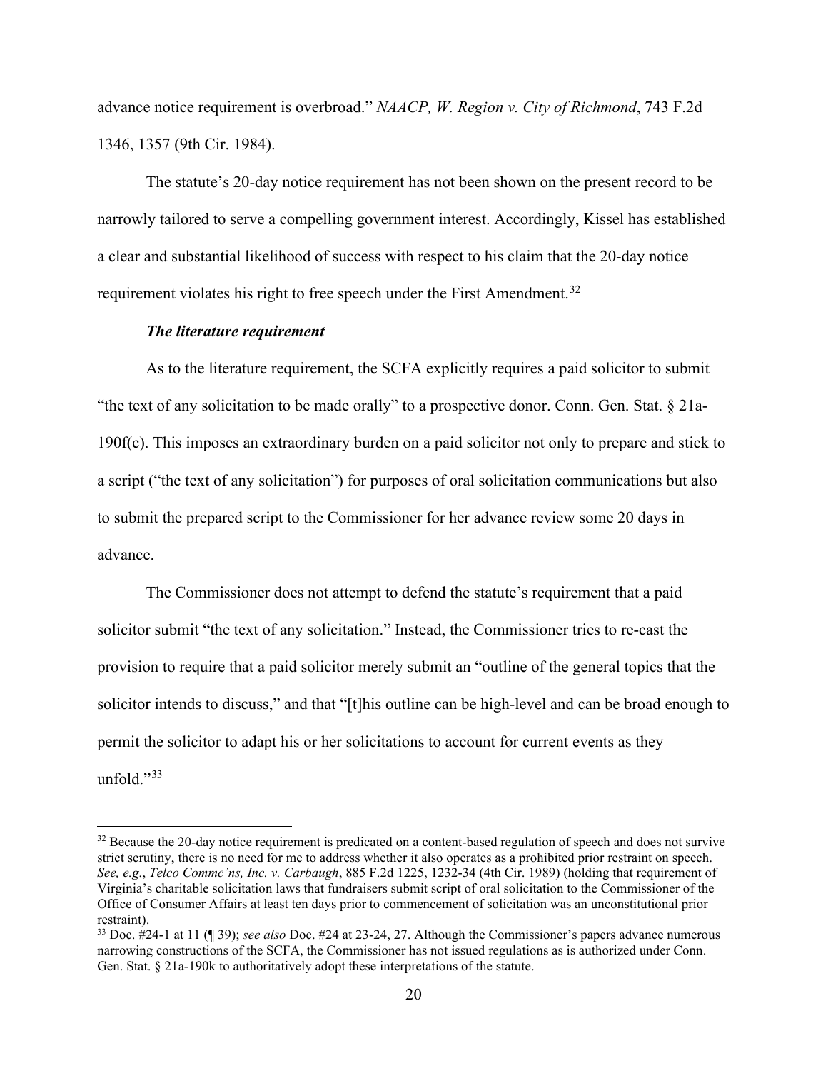advance notice requirement is overbroad." *NAACP, W. Region v. City of Richmond*, 743 F.2d 1346, 1357 (9th Cir. 1984).

The statute's 20-day notice requirement has not been shown on the present record to be narrowly tailored to serve a compelling government interest. Accordingly, Kissel has established a clear and substantial likelihood of success with respect to his claim that the 20-day notice requirement violates his right to free speech under the First Amendment.[32]

***The literature requirement***

As to the literature requirement, the SCFA explicitly requires a paid solicitor to submit "the text of any solicitation to be made orally" to a prospective donor. Conn. Gen. Stat. § 21a-190f(c). This imposes an extraordinary burden on a paid solicitor not only to prepare and stick to a script ("the text of any solicitation") for purposes of oral solicitation communications but also to submit the prepared script to the Commissioner for her advance review some 20 days in advance.

The Commissioner does not attempt to defend the statute's requirement that a paid solicitor submit "the text of any solicitation." Instead, the Commissioner tries to re-cast the provision to require that a paid solicitor merely submit an "outline of the general topics that the solicitor intends to discuss," and that "[t]his outline can be high-level and can be broad enough to permit the solicitor to adapt his or her solicitations to account for current events as they unfold."[33]

---

[32] Because the 20-day notice requirement is predicated on a content-based regulation of speech and does not survive strict scrutiny, there is no need for me to address whether it also operates as a prohibited prior restraint on speech. *See, e.g.*, *Telco Commc'ns, Inc. v. Carbaugh*, 885 F.2d 1225, 1232-34 (4th Cir. 1989) (holding that requirement of Virginia's charitable solicitation laws that fundraisers submit script of oral solicitation to the Commissioner of the Office of Consumer Affairs at least ten days prior to commencement of solicitation was an unconstitutional prior restraint).

[33] Doc. #24-1 at 11 (¶ 39); *see also* Doc. #24 at 23-24, 27. Although the Commissioner's papers advance numerous narrowing constructions of the SCFA, the Commissioner has not issued regulations as is authorized under Conn. Gen. Stat. § 21a-190k to authoritatively adopt these interpretations of the statute.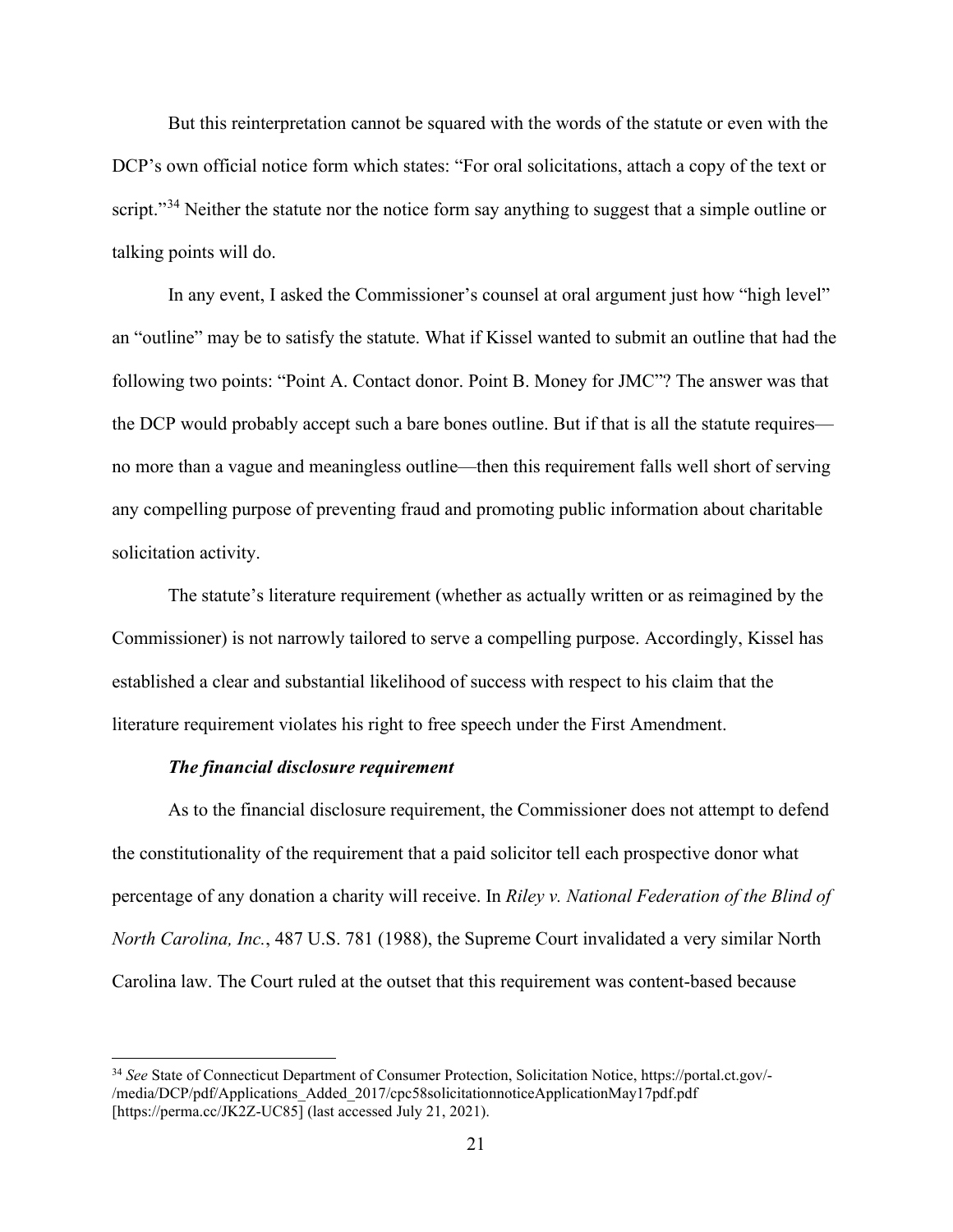But this reinterpretation cannot be squared with the words of the statute or even with the DCP's own official notice form which states: "For oral solicitations, attach a copy of the text or script."[34] Neither the statute nor the notice form say anything to suggest that a simple outline or talking points will do.

In any event, I asked the Commissioner's counsel at oral argument just how "high level" an "outline" may be to satisfy the statute. What if Kissel wanted to submit an outline that had the following two points: "Point A. Contact donor. Point B. Money for JMC"? The answer was that the DCP would probably accept such a bare bones outline. But if that is all the statute requires—no more than a vague and meaningless outline—then this requirement falls well short of serving any compelling purpose of preventing fraud and promoting public information about charitable solicitation activity.

The statute's literature requirement (whether as actually written or as reimagined by the Commissioner) is not narrowly tailored to serve a compelling purpose. Accordingly, Kissel has established a clear and substantial likelihood of success with respect to his claim that the literature requirement violates his right to free speech under the First Amendment.

***The financial disclosure requirement***

As to the financial disclosure requirement, the Commissioner does not attempt to defend the constitutionality of the requirement that a paid solicitor tell each prospective donor what percentage of any donation a charity will receive. In *Riley v. National Federation of the Blind of North Carolina, Inc.*, 487 U.S. 781 (1988), the Supreme Court invalidated a very similar North Carolina law. The Court ruled at the outset that this requirement was content-based because

---

[34] *See* State of Connecticut Department of Consumer Protection, Solicitation Notice, https://portal.ct.gov/-/media/DCP/pdf/Applications_Added_2017/cpc58solicitationnoticeApplicationMay17pdf.pdf [https://perma.cc/JK2Z-UC85] (last accessed July 21, 2021).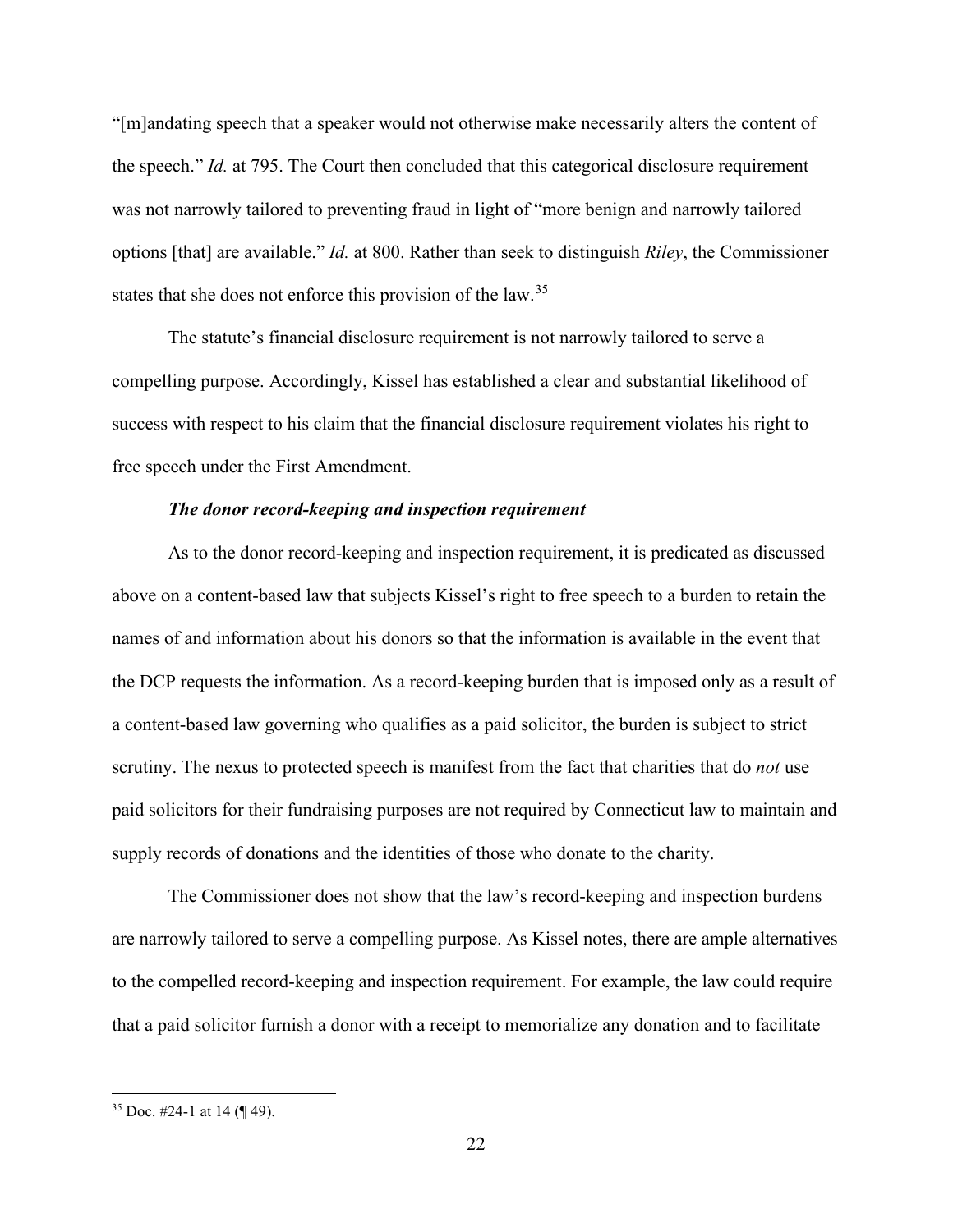"[m]andating speech that a speaker would not otherwise make necessarily alters the content of the speech." *Id.* at 795. The Court then concluded that this categorical disclosure requirement was not narrowly tailored to preventing fraud in light of "more benign and narrowly tailored options [that] are available." *Id.* at 800. Rather than seek to distinguish *Riley*, the Commissioner states that she does not enforce this provision of the law.[35]

The statute's financial disclosure requirement is not narrowly tailored to serve a compelling purpose. Accordingly, Kissel has established a clear and substantial likelihood of success with respect to his claim that the financial disclosure requirement violates his right to free speech under the First Amendment.

***The donor record-keeping and inspection requirement***

As to the donor record-keeping and inspection requirement, it is predicated as discussed above on a content-based law that subjects Kissel's right to free speech to a burden to retain the names of and information about his donors so that the information is available in the event that the DCP requests the information. As a record-keeping burden that is imposed only as a result of a content-based law governing who qualifies as a paid solicitor, the burden is subject to strict scrutiny. The nexus to protected speech is manifest from the fact that charities that do *not* use paid solicitors for their fundraising purposes are not required by Connecticut law to maintain and supply records of donations and the identities of those who donate to the charity.

The Commissioner does not show that the law's record-keeping and inspection burdens are narrowly tailored to serve a compelling purpose. As Kissel notes, there are ample alternatives to the compelled record-keeping and inspection requirement. For example, the law could require that a paid solicitor furnish a donor with a receipt to memorialize any donation and to facilitate

[35] Doc. #24-1 at 14 (¶ 49).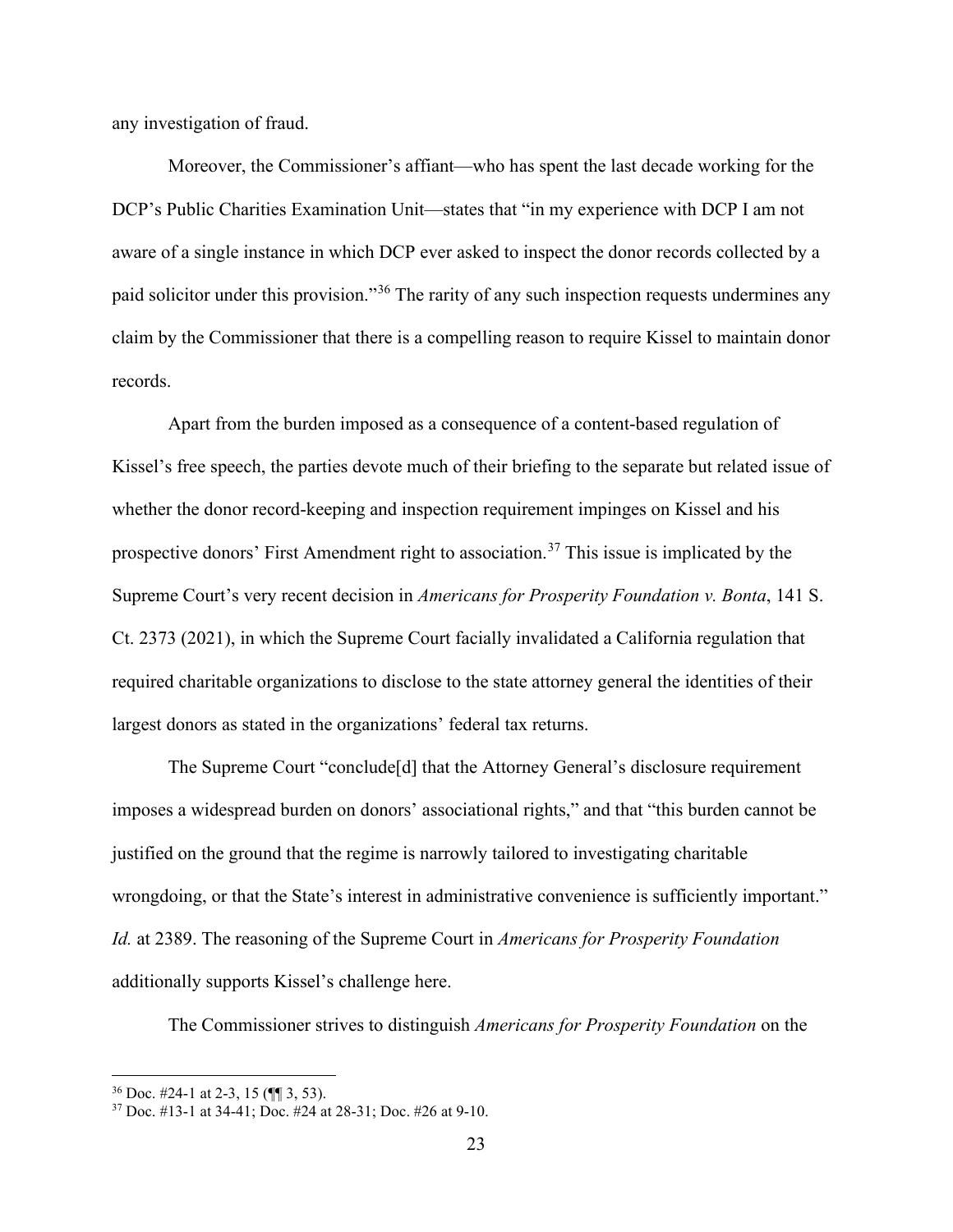any investigation of fraud.

Moreover, the Commissioner's affiant—who has spent the last decade working for the DCP's Public Charities Examination Unit—states that "in my experience with DCP I am not aware of a single instance in which DCP ever asked to inspect the donor records collected by a paid solicitor under this provision."[36] The rarity of any such inspection requests undermines any claim by the Commissioner that there is a compelling reason to require Kissel to maintain donor records.

Apart from the burden imposed as a consequence of a content-based regulation of Kissel's free speech, the parties devote much of their briefing to the separate but related issue of whether the donor record-keeping and inspection requirement impinges on Kissel and his prospective donors' First Amendment right to association.[37] This issue is implicated by the Supreme Court's very recent decision in *Americans for Prosperity Foundation v. Bonta*, 141 S. Ct. 2373 (2021), in which the Supreme Court facially invalidated a California regulation that required charitable organizations to disclose to the state attorney general the identities of their largest donors as stated in the organizations' federal tax returns.

The Supreme Court "conclude[d] that the Attorney General's disclosure requirement imposes a widespread burden on donors' associational rights," and that "this burden cannot be justified on the ground that the regime is narrowly tailored to investigating charitable wrongdoing, or that the State's interest in administrative convenience is sufficiently important." *Id.* at 2389. The reasoning of the Supreme Court in *Americans for Prosperity Foundation* additionally supports Kissel's challenge here.

The Commissioner strives to distinguish *Americans for Prosperity Foundation* on the

---

[36] Doc. #24-1 at 2-3, 15 (¶¶ 3, 53).

[37] Doc. #13-1 at 34-41; Doc. #24 at 28-31; Doc. #26 at 9-10.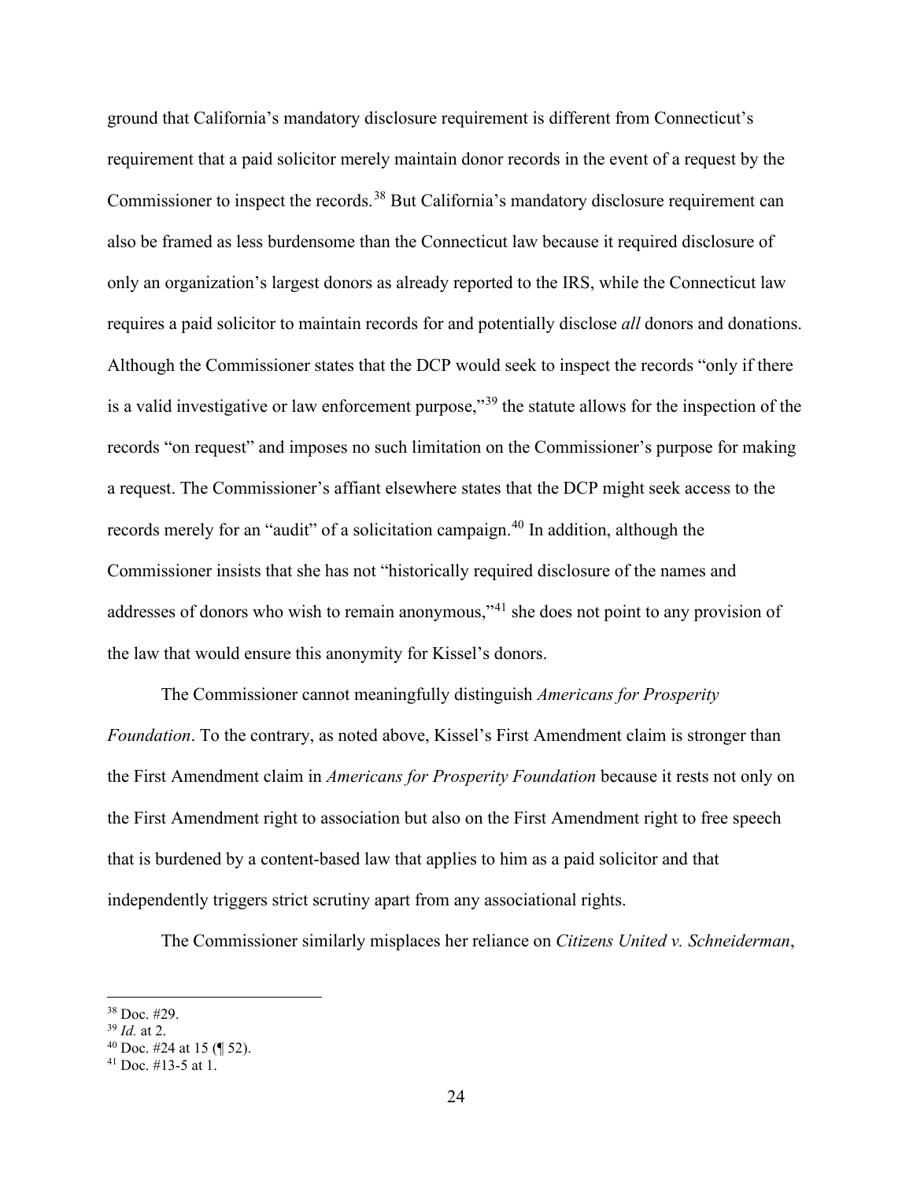ground that California's mandatory disclosure requirement is different from Connecticut's requirement that a paid solicitor merely maintain donor records in the event of a request by the Commissioner to inspect the records.[38] But California's mandatory disclosure requirement can also be framed as less burdensome than the Connecticut law because it required disclosure of only an organization's largest donors as already reported to the IRS, while the Connecticut law requires a paid solicitor to maintain records for and potentially disclose *all* donors and donations. Although the Commissioner states that the DCP would seek to inspect the records "only if there is a valid investigative or law enforcement purpose,"[39] the statute allows for the inspection of the records "on request" and imposes no such limitation on the Commissioner's purpose for making a request. The Commissioner's affiant elsewhere states that the DCP might seek access to the records merely for an "audit" of a solicitation campaign.[40] In addition, although the Commissioner insists that she has not "historically required disclosure of the names and addresses of donors who wish to remain anonymous,"[41] she does not point to any provision of the law that would ensure this anonymity for Kissel's donors.

The Commissioner cannot meaningfully distinguish *Americans for Prosperity Foundation*. To the contrary, as noted above, Kissel's First Amendment claim is stronger than the First Amendment claim in *Americans for Prosperity Foundation* because it rests not only on the First Amendment right to association but also on the First Amendment right to free speech that is burdened by a content-based law that applies to him as a paid solicitor and that independently triggers strict scrutiny apart from any associational rights.

The Commissioner similarly misplaces her reliance on *Citizens United v. Schneiderman*,

---

[38] Doc. #29.

[39] *Id.* at 2.

[40] Doc. #24 at 15 (¶ 52).

[41] Doc. #13-5 at 1.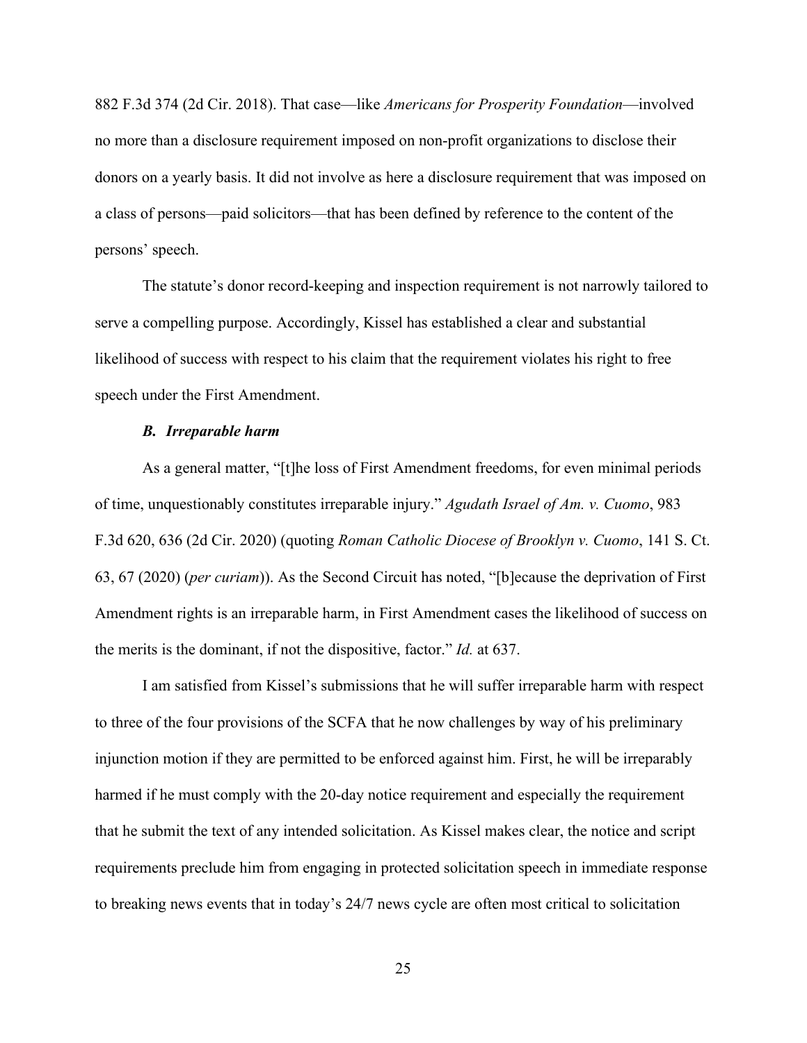882 F.3d 374 (2d Cir. 2018). That case—like *Americans for Prosperity Foundation*—involved no more than a disclosure requirement imposed on non-profit organizations to disclose their donors on a yearly basis. It did not involve as here a disclosure requirement that was imposed on a class of persons—paid solicitors—that has been defined by reference to the content of the persons' speech.

The statute's donor record-keeping and inspection requirement is not narrowly tailored to serve a compelling purpose. Accordingly, Kissel has established a clear and substantial likelihood of success with respect to his claim that the requirement violates his right to free speech under the First Amendment.

### *B. Irreparable harm*

As a general matter, "[t]he loss of First Amendment freedoms, for even minimal periods of time, unquestionably constitutes irreparable injury." *Agudath Israel of Am. v. Cuomo*, 983 F.3d 620, 636 (2d Cir. 2020) (quoting *Roman Catholic Diocese of Brooklyn v. Cuomo*, 141 S. Ct. 63, 67 (2020) (*per curiam*)). As the Second Circuit has noted, "[b]ecause the deprivation of First Amendment rights is an irreparable harm, in First Amendment cases the likelihood of success on the merits is the dominant, if not the dispositive, factor." *Id.* at 637.

I am satisfied from Kissel's submissions that he will suffer irreparable harm with respect to three of the four provisions of the SCFA that he now challenges by way of his preliminary injunction motion if they are permitted to be enforced against him. First, he will be irreparably harmed if he must comply with the 20-day notice requirement and especially the requirement that he submit the text of any intended solicitation. As Kissel makes clear, the notice and script requirements preclude him from engaging in protected solicitation speech in immediate response to breaking news events that in today's 24/7 news cycle are often most critical to solicitation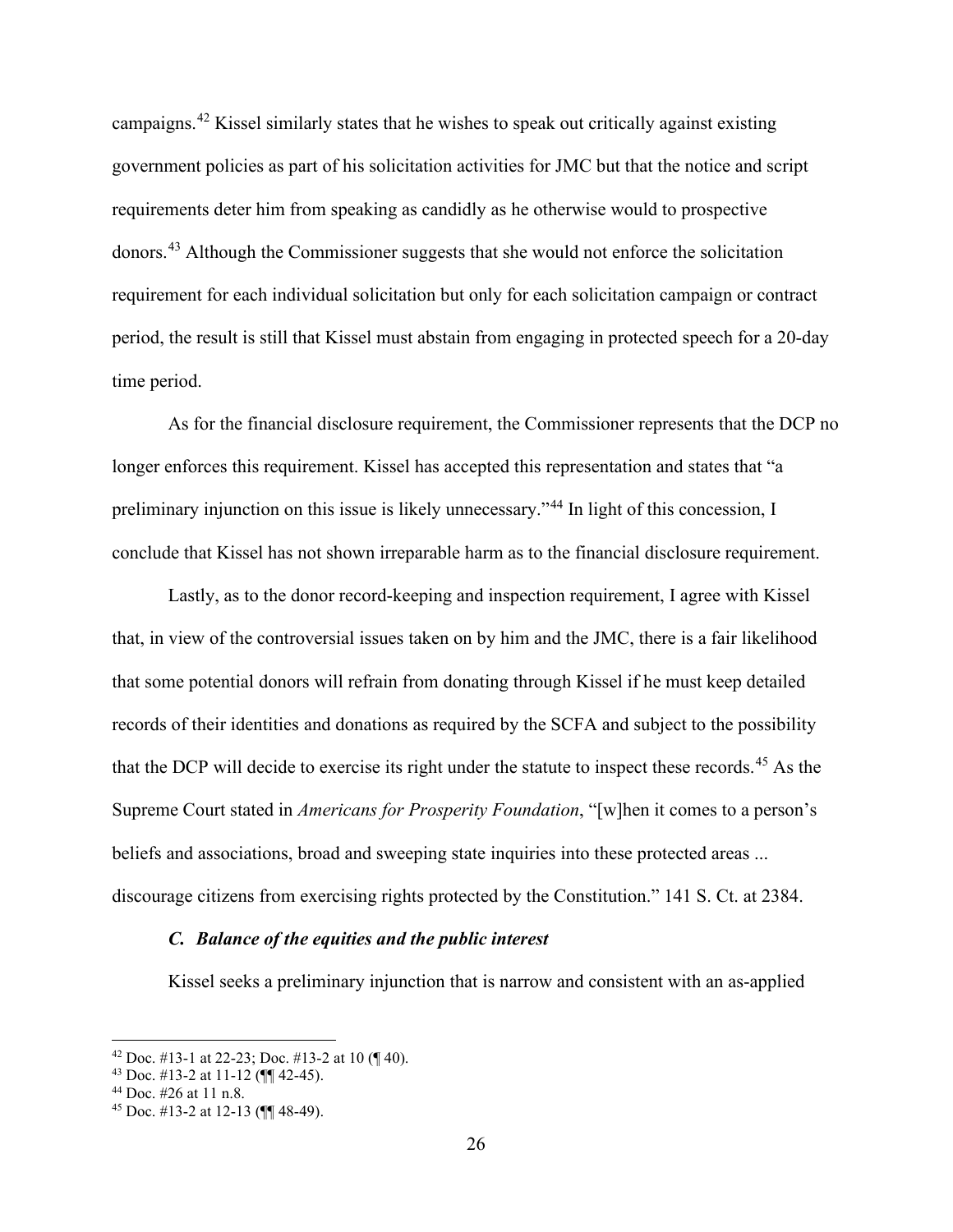campaigns.[42] Kissel similarly states that he wishes to speak out critically against existing government policies as part of his solicitation activities for JMC but that the notice and script requirements deter him from speaking as candidly as he otherwise would to prospective donors.[43] Although the Commissioner suggests that she would not enforce the solicitation requirement for each individual solicitation but only for each solicitation campaign or contract period, the result is still that Kissel must abstain from engaging in protected speech for a 20-day time period.

As for the financial disclosure requirement, the Commissioner represents that the DCP no longer enforces this requirement. Kissel has accepted this representation and states that "a preliminary injunction on this issue is likely unnecessary."[44] In light of this concession, I conclude that Kissel has not shown irreparable harm as to the financial disclosure requirement.

Lastly, as to the donor record-keeping and inspection requirement, I agree with Kissel that, in view of the controversial issues taken on by him and the JMC, there is a fair likelihood that some potential donors will refrain from donating through Kissel if he must keep detailed records of their identities and donations as required by the SCFA and subject to the possibility that the DCP will decide to exercise its right under the statute to inspect these records.[45] As the Supreme Court stated in *Americans for Prosperity Foundation*, "[w]hen it comes to a person's beliefs and associations, broad and sweeping state inquiries into these protected areas ... discourage citizens from exercising rights protected by the Constitution." 141 S. Ct. at 2384.

### *C. Balance of the equities and the public interest*

Kissel seeks a preliminary injunction that is narrow and consistent with an as-applied

---

[42] Doc. #13-1 at 22-23; Doc. #13-2 at 10 (¶ 40).

[43] Doc. #13-2 at 11-12 (¶¶ 42-45).

[44] Doc. #26 at 11 n.8.

[45] Doc. #13-2 at 12-13 (¶¶ 48-49).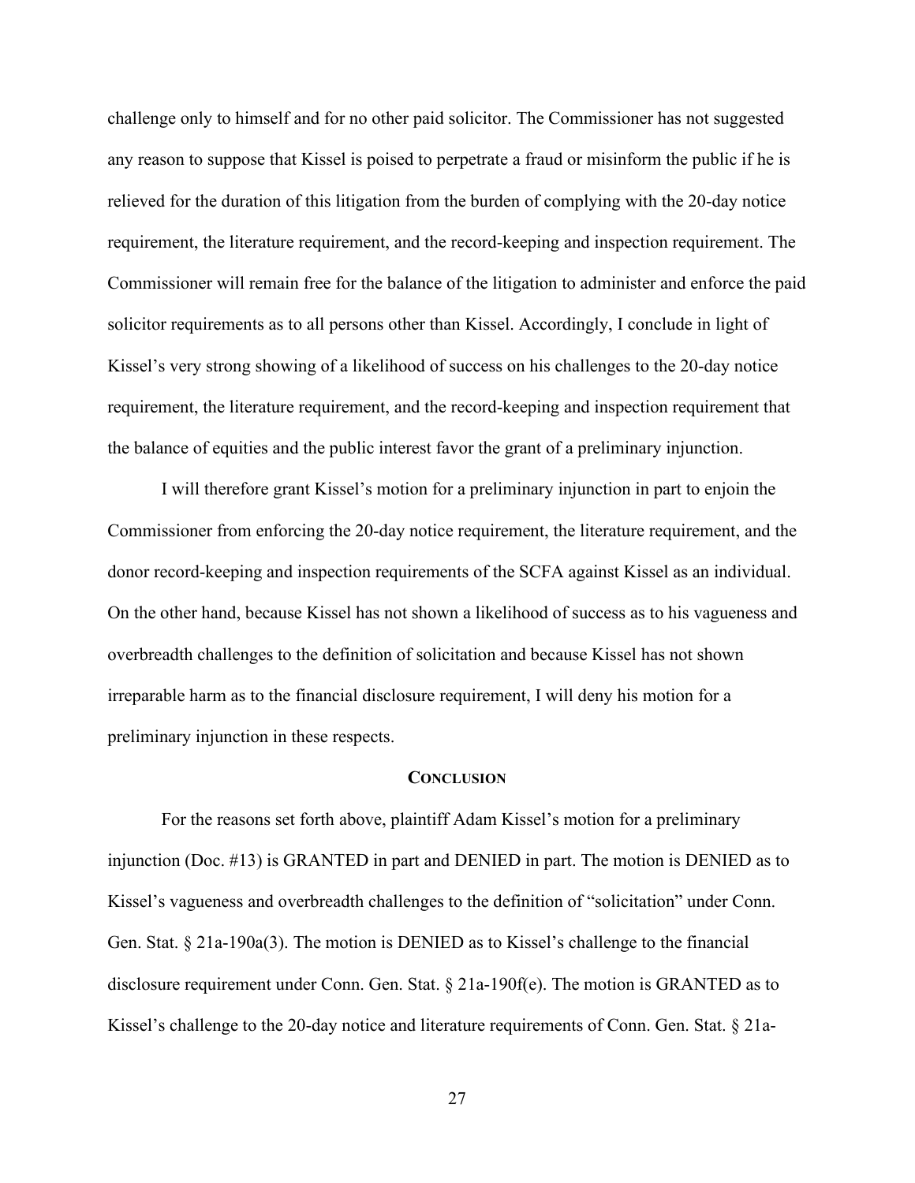challenge only to himself and for no other paid solicitor. The Commissioner has not suggested any reason to suppose that Kissel is poised to perpetrate a fraud or misinform the public if he is relieved for the duration of this litigation from the burden of complying with the 20-day notice requirement, the literature requirement, and the record-keeping and inspection requirement. The Commissioner will remain free for the balance of the litigation to administer and enforce the paid solicitor requirements as to all persons other than Kissel. Accordingly, I conclude in light of Kissel's very strong showing of a likelihood of success on his challenges to the 20-day notice requirement, the literature requirement, and the record-keeping and inspection requirement that the balance of equities and the public interest favor the grant of a preliminary injunction.

I will therefore grant Kissel's motion for a preliminary injunction in part to enjoin the Commissioner from enforcing the 20-day notice requirement, the literature requirement, and the donor record-keeping and inspection requirements of the SCFA against Kissel as an individual. On the other hand, because Kissel has not shown a likelihood of success as to his vagueness and overbreadth challenges to the definition of solicitation and because Kissel has not shown irreparable harm as to the financial disclosure requirement, I will deny his motion for a preliminary injunction in these respects.

## CONCLUSION

For the reasons set forth above, plaintiff Adam Kissel's motion for a preliminary injunction (Doc. #13) is GRANTED in part and DENIED in part. The motion is DENIED as to Kissel's vagueness and overbreadth challenges to the definition of "solicitation" under Conn. Gen. Stat. § 21a-190a(3). The motion is DENIED as to Kissel's challenge to the financial disclosure requirement under Conn. Gen. Stat. § 21a-190f(e). The motion is GRANTED as to Kissel's challenge to the 20-day notice and literature requirements of Conn. Gen. Stat. § 21a-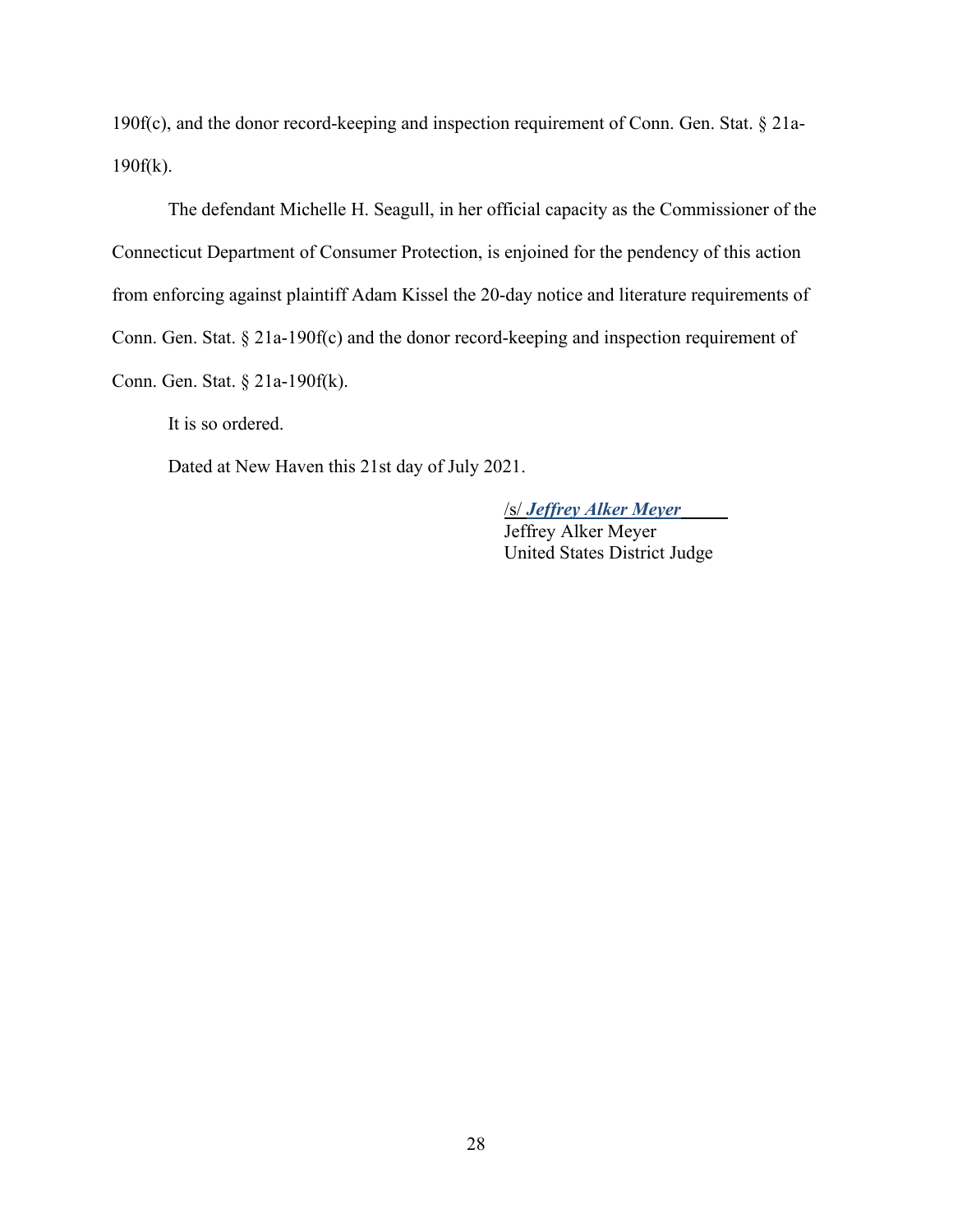190f(c), and the donor record-keeping and inspection requirement of Conn. Gen. Stat. § 21a-190f(k).

The defendant Michelle H. Seagull, in her official capacity as the Commissioner of the Connecticut Department of Consumer Protection, is enjoined for the pendency of this action from enforcing against plaintiff Adam Kissel the 20-day notice and literature requirements of Conn. Gen. Stat. § 21a-190f(c) and the donor record-keeping and inspection requirement of Conn. Gen. Stat. § 21a-190f(k).

It is so ordered.

Dated at New Haven this 21st day of July 2021.

/s/ ***Jeffrey Alker Meyer***
Jeffrey Alker Meyer
United States District Judge